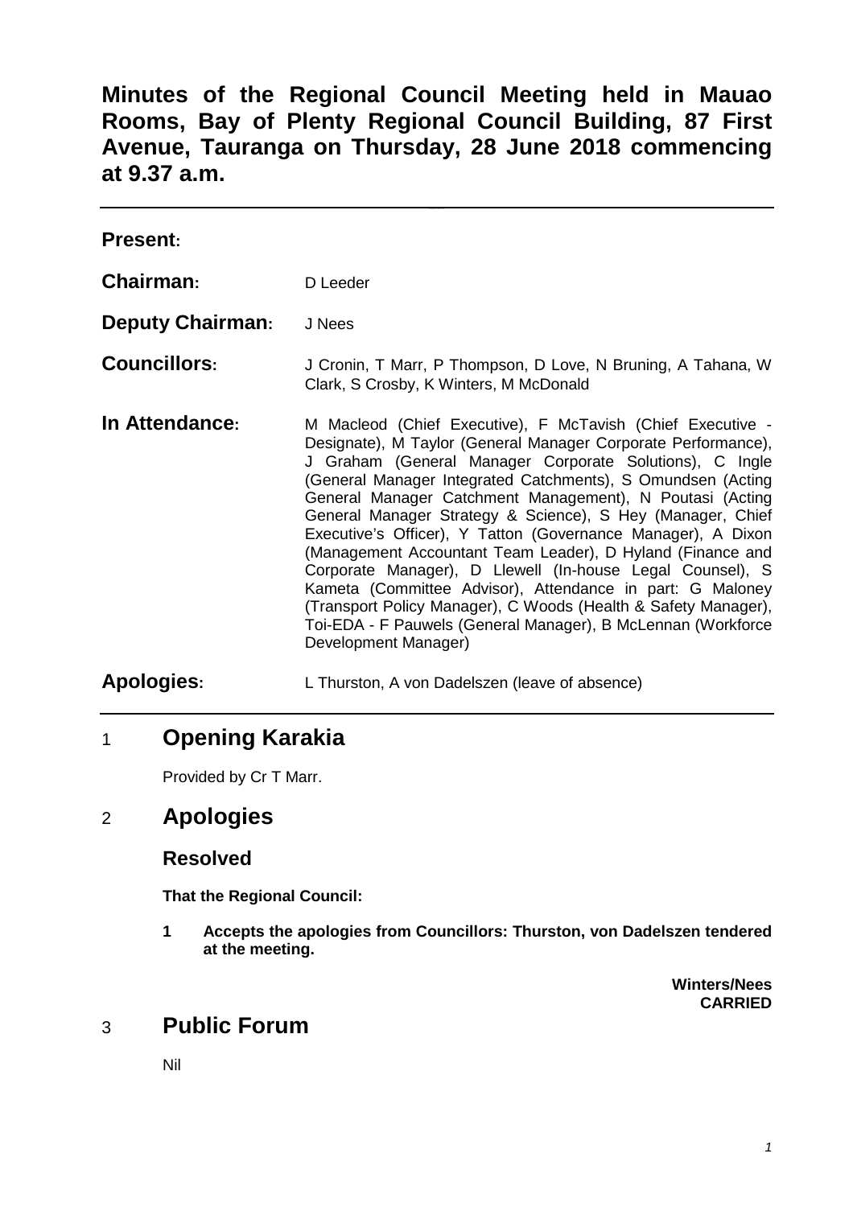# Minutes of the Regional Council Meeting held in Mauao Rooms, Bay of Plenty Regional Council Building, 87 First Avenue, Tauranga on Thursday, 28 June 2018 commencing at 9.37 a.m.

**Present:**

**Chairman:** D Leeder

**Deputy Chairman:** J Nees

**Councillors:** J Cronin, T Marr, P Thompson, D Love, N Bruning, A Tahana, W Clark, S Crosby, K Winters, M McDonald

**In Attendance:** M Macleod (Chief Executive), F McTavish (Chief Executive - Designate), M Taylor (General Manager Corporate Performance), J Graham (General Manager Corporate Solutions), C Ingle (General Manager Integrated Catchments), S Omundsen (Acting General Manager Catchment Management), N Poutasi (Acting General Manager Strategy & Science), S Hey (Manager, Chief Executive's Officer), Y Tatton (Governance Manager), A Dixon (Management Accountant Team Leader), D Hyland (Finance and Corporate Manager), D Llewell (In-house Legal Counsel), S Kameta (Committee Advisor), Attendance in part: G Maloney (Transport Policy Manager), C Woods (Health & Safety Manager), Toi-EDA - F Pauwels (General Manager), B McLennan (Workforce Development Manager)

**Apologies:** L Thurston, A von Dadelszen (leave of absence)

## 1 Opening Karakia

Provided by Cr T Marr.

## 2 Apologies

### Resolved

**That the Regional Council:**

**1 Accepts the apologies from Councillors: Thurston, von Dadelszen tendered at the meeting.**

**Winters/Nees**
**CARRIED**

## 3 Public Forum

Nil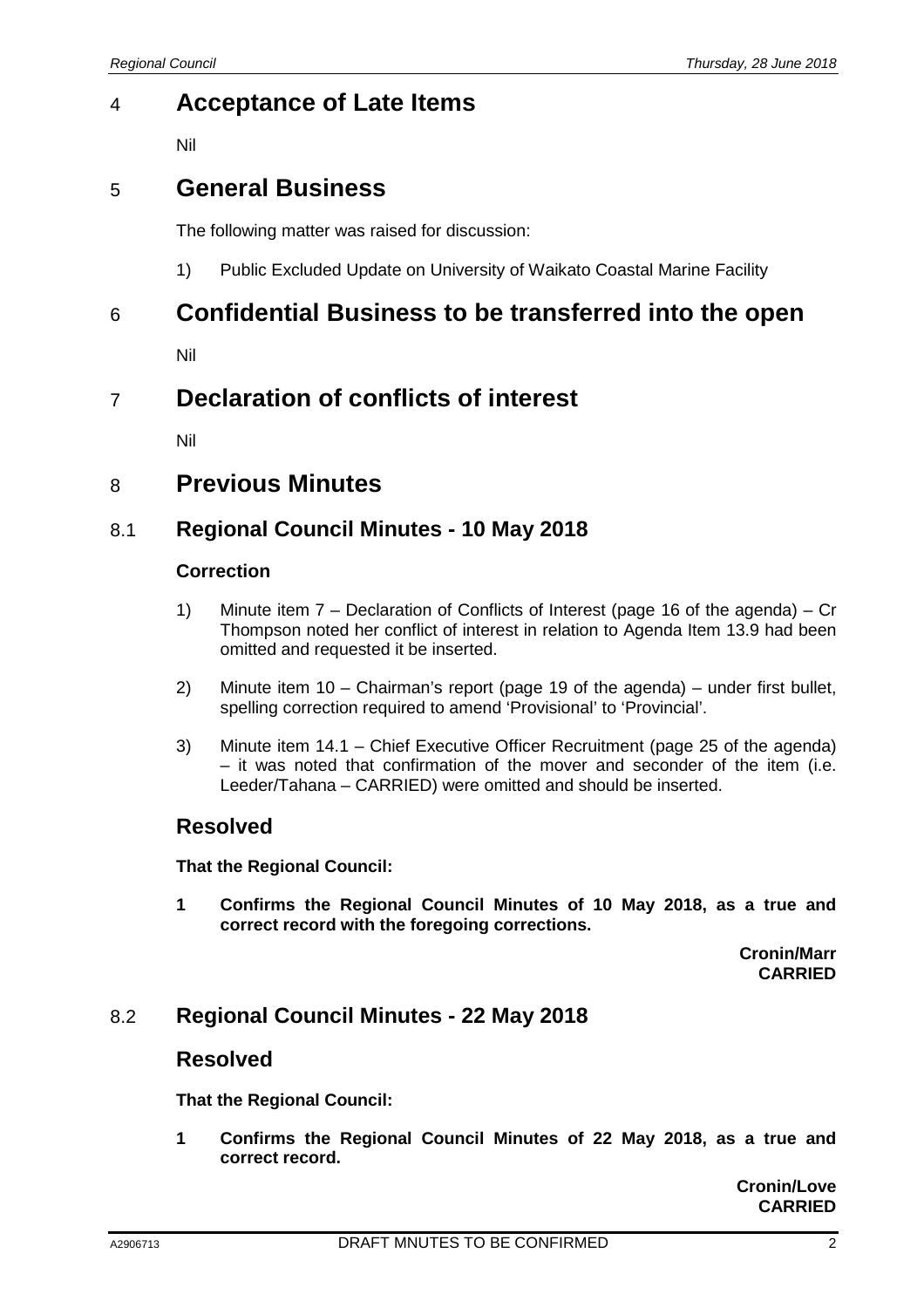# 4 Acceptance of Late Items

Nil

# 5 General Business

The following matter was raised for discussion:

1) Public Excluded Update on University of Waikato Coastal Marine Facility

# 6 Confidential Business to be transferred into the open

Nil

# 7 Declaration of conflicts of interest

Nil

# 8 Previous Minutes

## 8.1 Regional Council Minutes - 10 May 2018

### Correction

1) Minute item 7 – Declaration of Conflicts of Interest (page 16 of the agenda) – Cr Thompson noted her conflict of interest in relation to Agenda Item 13.9 had been omitted and requested it be inserted.

2) Minute item 10 – Chairman's report (page 19 of the agenda) – under first bullet, spelling correction required to amend 'Provisional' to 'Provincial'.

3) Minute item 14.1 – Chief Executive Officer Recruitment (page 25 of the agenda) – it was noted that confirmation of the mover and seconder of the item (i.e. Leeder/Tahana – CARRIED) were omitted and should be inserted.

### Resolved

**That the Regional Council:**

**1 Confirms the Regional Council Minutes of 10 May 2018, as a true and correct record with the foregoing corrections.**

**Cronin/Marr**
**CARRIED**

## 8.2 Regional Council Minutes - 22 May 2018

### Resolved

**That the Regional Council:**

**1 Confirms the Regional Council Minutes of 22 May 2018, as a true and correct record.**

**Cronin/Love**
**CARRIED**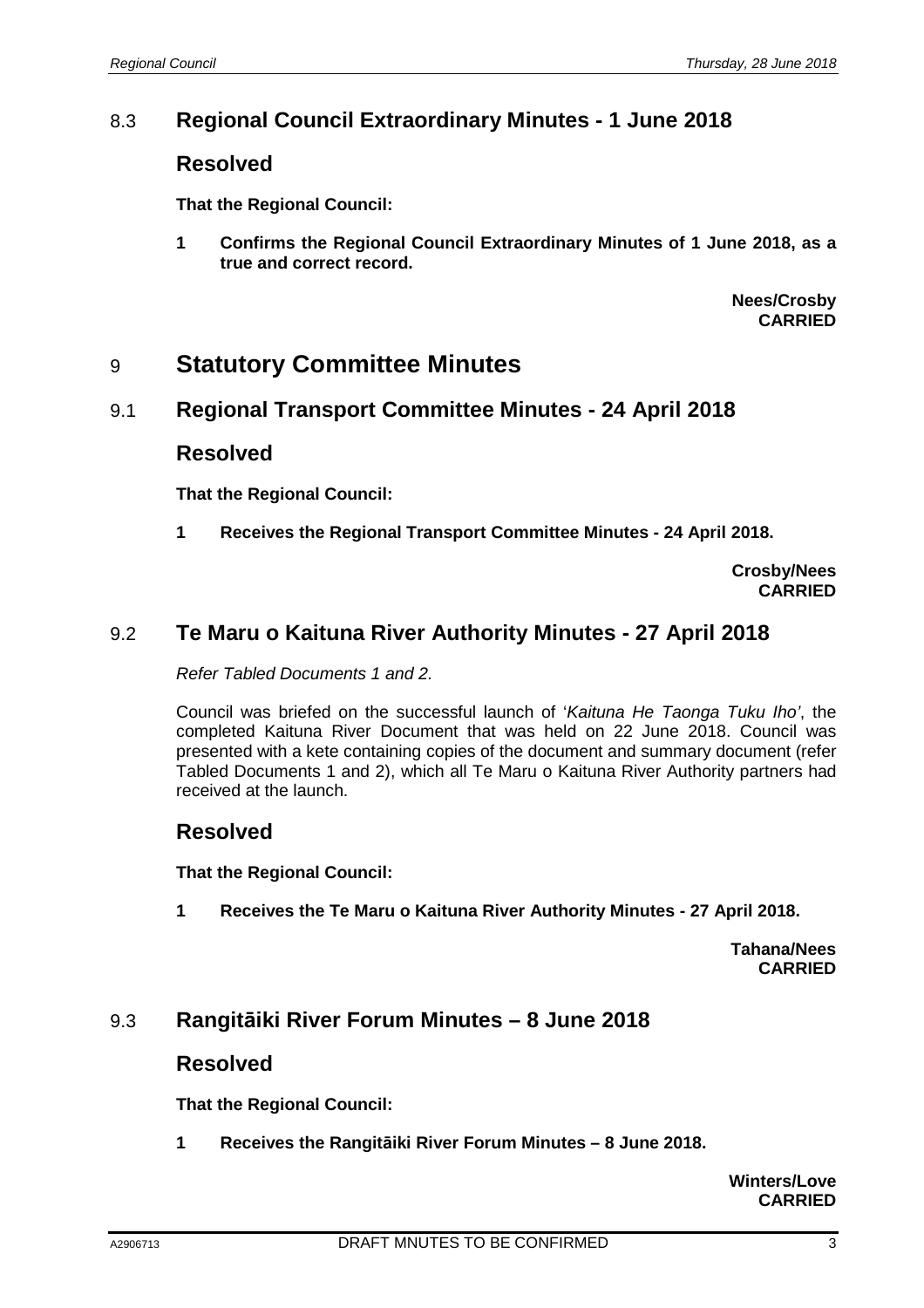## 8.3 Regional Council Extraordinary Minutes - 1 June 2018

### Resolved

**That the Regional Council:**

**1 Confirms the Regional Council Extraordinary Minutes of 1 June 2018, as a true and correct record.**

**Nees/Crosby**
**CARRIED**

# 9 Statutory Committee Minutes

## 9.1 Regional Transport Committee Minutes - 24 April 2018

### Resolved

**That the Regional Council:**

**1 Receives the Regional Transport Committee Minutes - 24 April 2018.**

**Crosby/Nees**
**CARRIED**

## 9.2 Te Maru o Kaituna River Authority Minutes - 27 April 2018

*Refer Tabled Documents 1 and 2.*

Council was briefed on the successful launch of '*Kaituna He Taonga Tuku Iho*', the completed Kaituna River Document that was held on 22 June 2018. Council was presented with a kete containing copies of the document and summary document (refer Tabled Documents 1 and 2), which all Te Maru o Kaituna River Authority partners had received at the launch.

### Resolved

**That the Regional Council:**

**1 Receives the Te Maru o Kaituna River Authority Minutes - 27 April 2018.**

**Tahana/Nees**
**CARRIED**

## 9.3 Rangitāiki River Forum Minutes – 8 June 2018

### Resolved

**That the Regional Council:**

**1 Receives the Rangitāiki River Forum Minutes – 8 June 2018.**

**Winters/Love**
**CARRIED**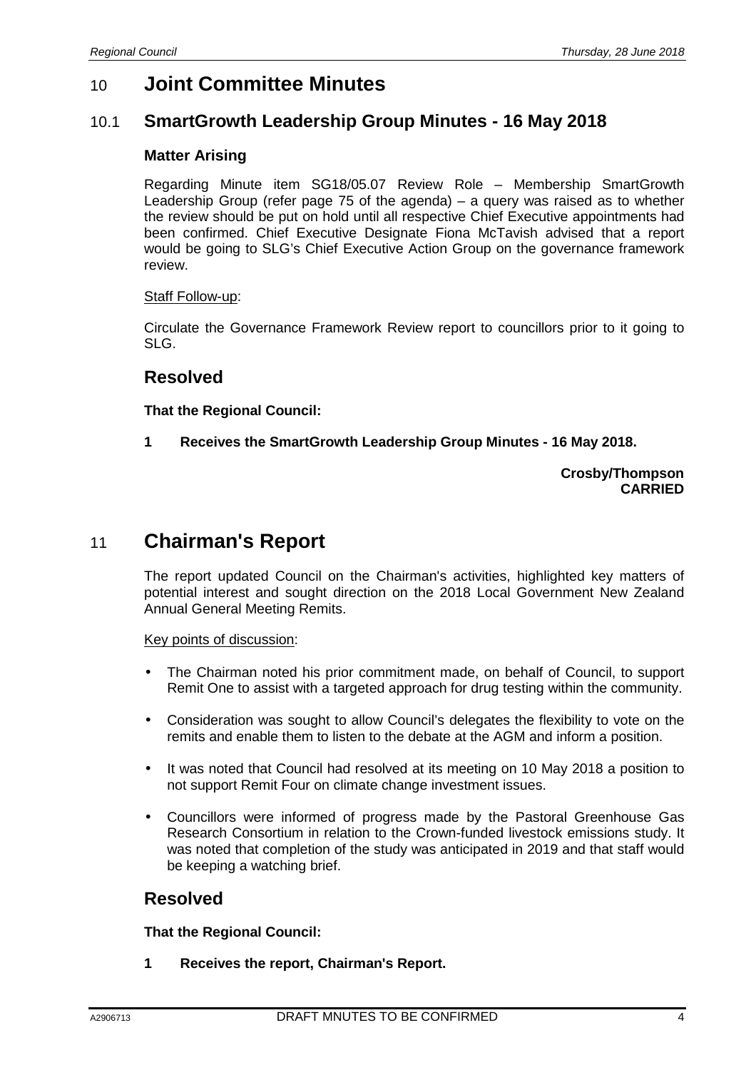# 10 Joint Committee Minutes

## 10.1 SmartGrowth Leadership Group Minutes - 16 May 2018

### Matter Arising

Regarding Minute item SG18/05.07 Review Role – Membership SmartGrowth Leadership Group (refer page 75 of the agenda) – a query was raised as to whether the review should be put on hold until all respective Chief Executive appointments had been confirmed. Chief Executive Designate Fiona McTavish advised that a report would be going to SLG's Chief Executive Action Group on the governance framework review.

Staff Follow-up:

Circulate the Governance Framework Review report to councillors prior to it going to SLG.

## Resolved

**That the Regional Council:**

**1 Receives the SmartGrowth Leadership Group Minutes - 16 May 2018.**

**Crosby/Thompson**
**CARRIED**

# 11 Chairman's Report

The report updated Council on the Chairman's activities, highlighted key matters of potential interest and sought direction on the 2018 Local Government New Zealand Annual General Meeting Remits.

Key points of discussion:

- The Chairman noted his prior commitment made, on behalf of Council, to support Remit One to assist with a targeted approach for drug testing within the community.
- Consideration was sought to allow Council's delegates the flexibility to vote on the remits and enable them to listen to the debate at the AGM and inform a position.
- It was noted that Council had resolved at its meeting on 10 May 2018 a position to not support Remit Four on climate change investment issues.
- Councillors were informed of progress made by the Pastoral Greenhouse Gas Research Consortium in relation to the Crown-funded livestock emissions study. It was noted that completion of the study was anticipated in 2019 and that staff would be keeping a watching brief.

## Resolved

**That the Regional Council:**

**1 Receives the report, Chairman's Report.**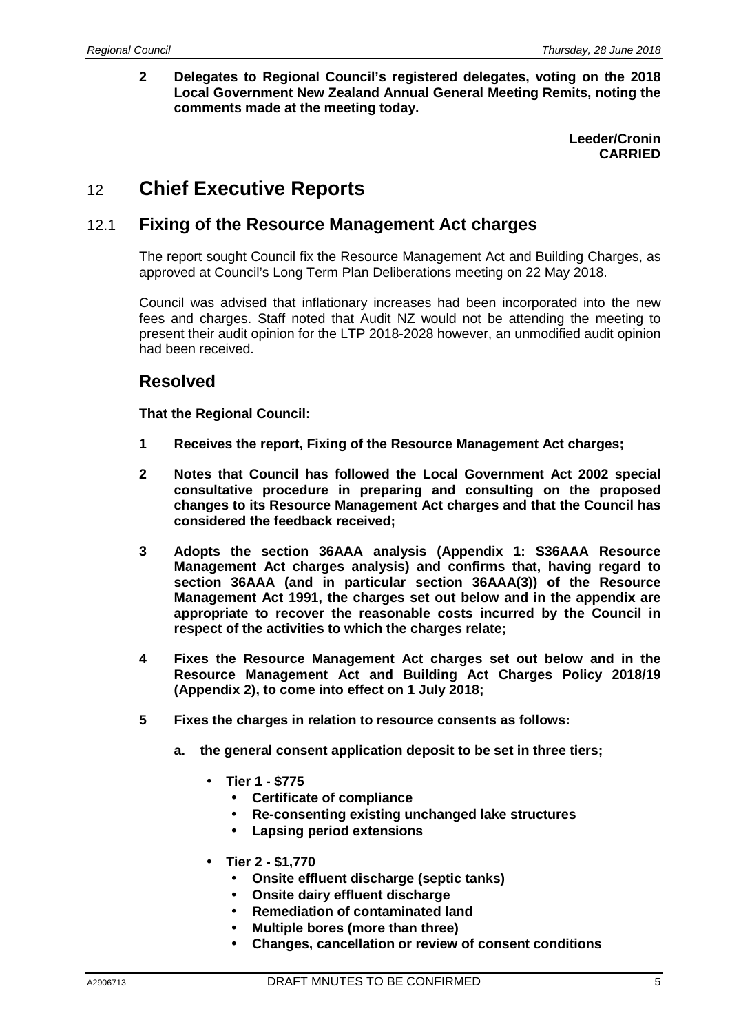**2 Delegates to Regional Council's registered delegates, voting on the 2018 Local Government New Zealand Annual General Meeting Remits, noting the comments made at the meeting today.**

**Leeder/Cronin**
**CARRIED**

# 12 Chief Executive Reports

## 12.1 Fixing of the Resource Management Act charges

The report sought Council fix the Resource Management Act and Building Charges, as approved at Council's Long Term Plan Deliberations meeting on 22 May 2018.

Council was advised that inflationary increases had been incorporated into the new fees and charges. Staff noted that Audit NZ would not be attending the meeting to present their audit opinion for the LTP 2018-2028 however, an unmodified audit opinion had been received.

### Resolved

**That the Regional Council:**

**1 Receives the report, Fixing of the Resource Management Act charges;**

**2 Notes that Council has followed the Local Government Act 2002 special consultative procedure in preparing and consulting on the proposed changes to its Resource Management Act charges and that the Council has considered the feedback received;**

**3 Adopts the section 36AAA analysis (Appendix 1: S36AAA Resource Management Act charges analysis) and confirms that, having regard to section 36AAA (and in particular section 36AAA(3)) of the Resource Management Act 1991, the charges set out below and in the appendix are appropriate to recover the reasonable costs incurred by the Council in respect of the activities to which the charges relate;**

**4 Fixes the Resource Management Act charges set out below and in the Resource Management Act and Building Act Charges Policy 2018/19 (Appendix 2), to come into effect on 1 July 2018;**

**5 Fixes the charges in relation to resource consents as follows:**

**a. the general consent application deposit to be set in three tiers;**

- **Tier 1 - $775**
  - **Certificate of compliance**
  - **Re-consenting existing unchanged lake structures**
  - **Lapsing period extensions**

- **Tier 2 - $1,770**
  - **Onsite effluent discharge (septic tanks)**
  - **Onsite dairy effluent discharge**
  - **Remediation of contaminated land**
  - **Multiple bores (more than three)**
  - **Changes, cancellation or review of consent conditions**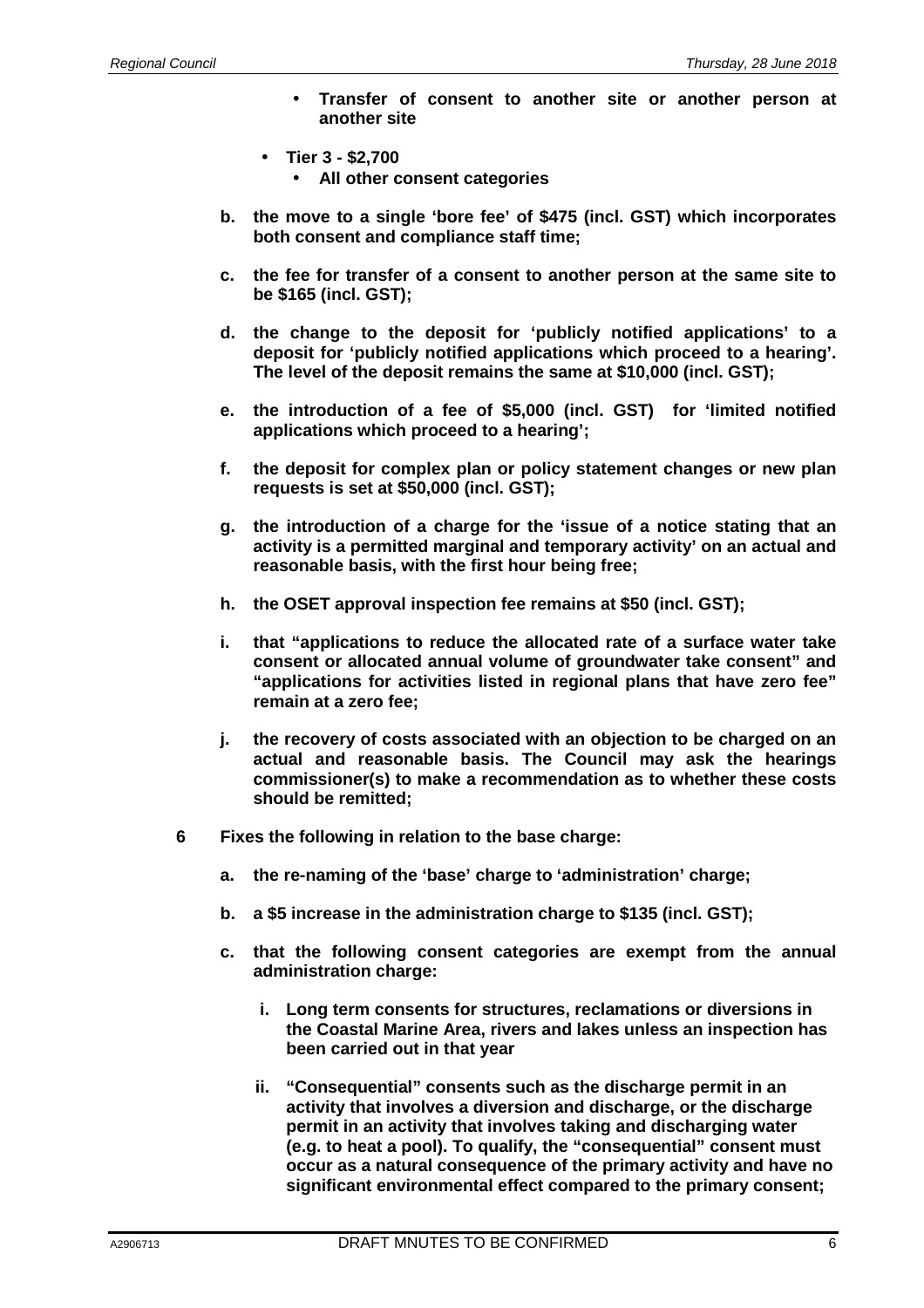- **Transfer of consent to another site or another person at another site**

- **Tier 3 - $2,700**
    - **All other consent categories**

**b. the move to a single 'bore fee' of $475 (incl. GST) which incorporates both consent and compliance staff time;**

**c. the fee for transfer of a consent to another person at the same site to be $165 (incl. GST);**

**d. the change to the deposit for 'publicly notified applications' to a deposit for 'publicly notified applications which proceed to a hearing'. The level of the deposit remains the same at $10,000 (incl. GST);**

**e. the introduction of a fee of $5,000 (incl. GST) for 'limited notified applications which proceed to a hearing';**

**f. the deposit for complex plan or policy statement changes or new plan requests is set at $50,000 (incl. GST);**

**g. the introduction of a charge for the 'issue of a notice stating that an activity is a permitted marginal and temporary activity' on an actual and reasonable basis, with the first hour being free;**

**h. the OSET approval inspection fee remains at $50 (incl. GST);**

**i. that "applications to reduce the allocated rate of a surface water take consent or allocated annual volume of groundwater take consent" and "applications for activities listed in regional plans that have zero fee" remain at a zero fee;**

**j. the recovery of costs associated with an objection to be charged on an actual and reasonable basis. The Council may ask the hearings commissioner(s) to make a recommendation as to whether these costs should be remitted;**

**6 Fixes the following in relation to the base charge:**

**a. the re-naming of the 'base' charge to 'administration' charge;**

**b. a $5 increase in the administration charge to $135 (incl. GST);**

**c. that the following consent categories are exempt from the annual administration charge:**

**i. Long term consents for structures, reclamations or diversions in the Coastal Marine Area, rivers and lakes unless an inspection has been carried out in that year**

**ii. "Consequential" consents such as the discharge permit in an activity that involves a diversion and discharge, or the discharge permit in an activity that involves taking and discharging water (e.g. to heat a pool). To qualify, the "consequential" consent must occur as a natural consequence of the primary activity and have no significant environmental effect compared to the primary consent;**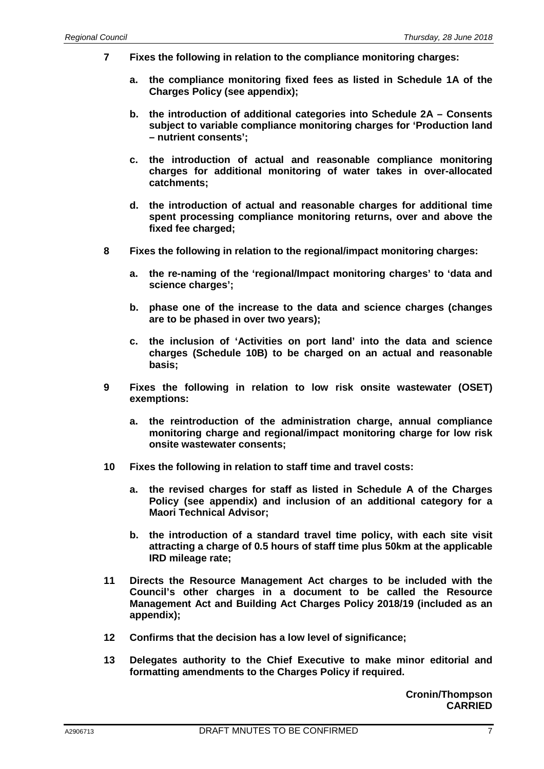**7 Fixes the following in relation to the compliance monitoring charges:**

**a. the compliance monitoring fixed fees as listed in Schedule 1A of the Charges Policy (see appendix);**

**b. the introduction of additional categories into Schedule 2A – Consents subject to variable compliance monitoring charges for 'Production land – nutrient consents';**

**c. the introduction of actual and reasonable compliance monitoring charges for additional monitoring of water takes in over-allocated catchments;**

**d. the introduction of actual and reasonable charges for additional time spent processing compliance monitoring returns, over and above the fixed fee charged;**

**8 Fixes the following in relation to the regional/impact monitoring charges:**

**a. the re-naming of the 'regional/Impact monitoring charges' to 'data and science charges';**

**b. phase one of the increase to the data and science charges (changes are to be phased in over two years);**

**c. the inclusion of 'Activities on port land' into the data and science charges (Schedule 10B) to be charged on an actual and reasonable basis;**

**9 Fixes the following in relation to low risk onsite wastewater (OSET) exemptions:**

**a. the reintroduction of the administration charge, annual compliance monitoring charge and regional/impact monitoring charge for low risk onsite wastewater consents;**

**10 Fixes the following in relation to staff time and travel costs:**

**a. the revised charges for staff as listed in Schedule A of the Charges Policy (see appendix) and inclusion of an additional category for a Maori Technical Advisor;**

**b. the introduction of a standard travel time policy, with each site visit attracting a charge of 0.5 hours of staff time plus 50km at the applicable IRD mileage rate;**

**11 Directs the Resource Management Act charges to be included with the Council's other charges in a document to be called the Resource Management Act and Building Act Charges Policy 2018/19 (included as an appendix);**

**12 Confirms that the decision has a low level of significance;**

**13 Delegates authority to the Chief Executive to make minor editorial and formatting amendments to the Charges Policy if required.**

**Cronin/Thompson**
**CARRIED**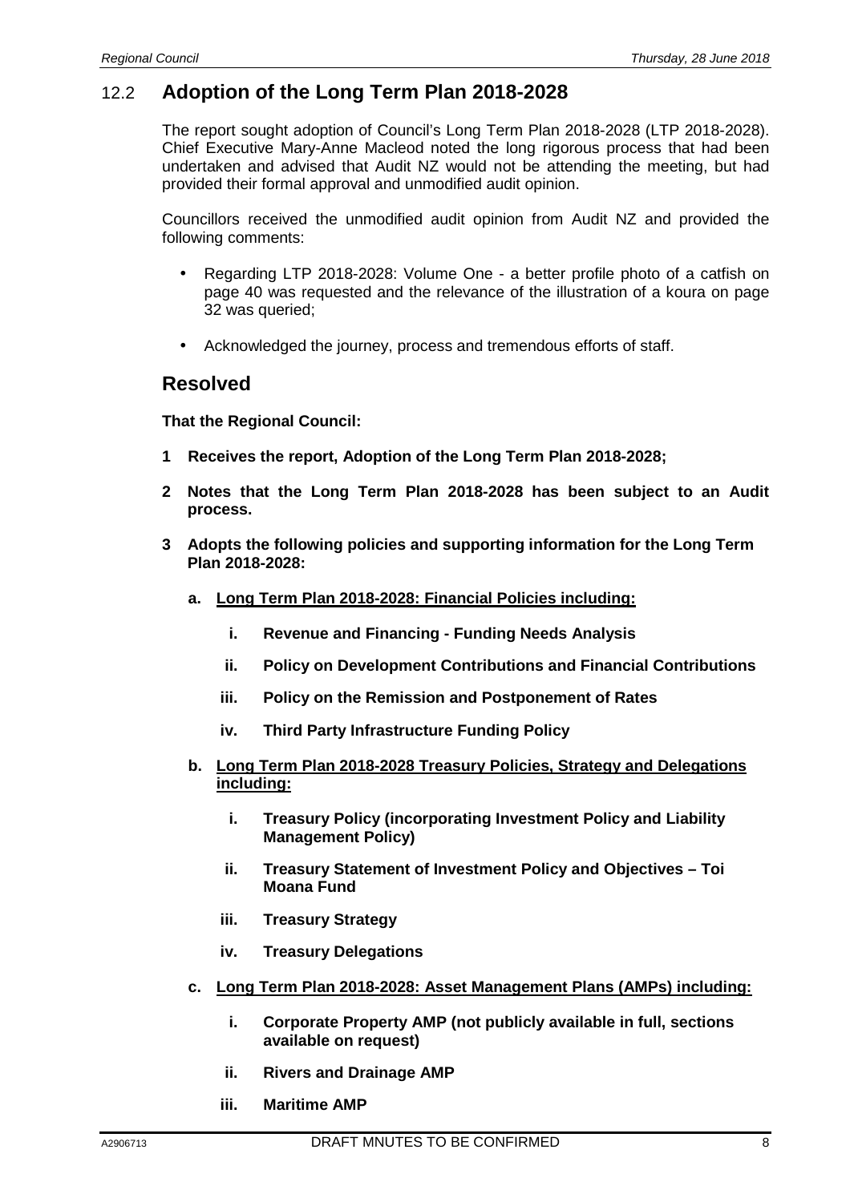## 12.2 Adoption of the Long Term Plan 2018-2028

The report sought adoption of Council's Long Term Plan 2018-2028 (LTP 2018-2028). Chief Executive Mary-Anne Macleod noted the long rigorous process that had been undertaken and advised that Audit NZ would not be attending the meeting, but had provided their formal approval and unmodified audit opinion.

Councillors received the unmodified audit opinion from Audit NZ and provided the following comments:

- Regarding LTP 2018-2028: Volume One - a better profile photo of a catfish on page 40 was requested and the relevance of the illustration of a koura on page 32 was queried;
- Acknowledged the journey, process and tremendous efforts of staff.

### Resolved

**That the Regional Council:**

**1 Receives the report, Adoption of the Long Term Plan 2018-2028;**

**2 Notes that the Long Term Plan 2018-2028 has been subject to an Audit process.**

**3 Adopts the following policies and supporting information for the Long Term Plan 2018-2028:**

**a. <u>Long Term Plan 2018-2028: Financial Policies including:</u>**

**i. Revenue and Financing - Funding Needs Analysis**

**ii. Policy on Development Contributions and Financial Contributions**

**iii. Policy on the Remission and Postponement of Rates**

**iv. Third Party Infrastructure Funding Policy**

**b. <u>Long Term Plan 2018-2028 Treasury Policies, Strategy and Delegations including:</u>**

**i. Treasury Policy (incorporating Investment Policy and Liability Management Policy)**

**ii. Treasury Statement of Investment Policy and Objectives – Toi Moana Fund**

**iii. Treasury Strategy**

**iv. Treasury Delegations**

**c. <u>Long Term Plan 2018-2028: Asset Management Plans (AMPs) including:</u>**

**i. Corporate Property AMP (not publicly available in full, sections available on request)**

**ii. Rivers and Drainage AMP**

**iii. Maritime AMP**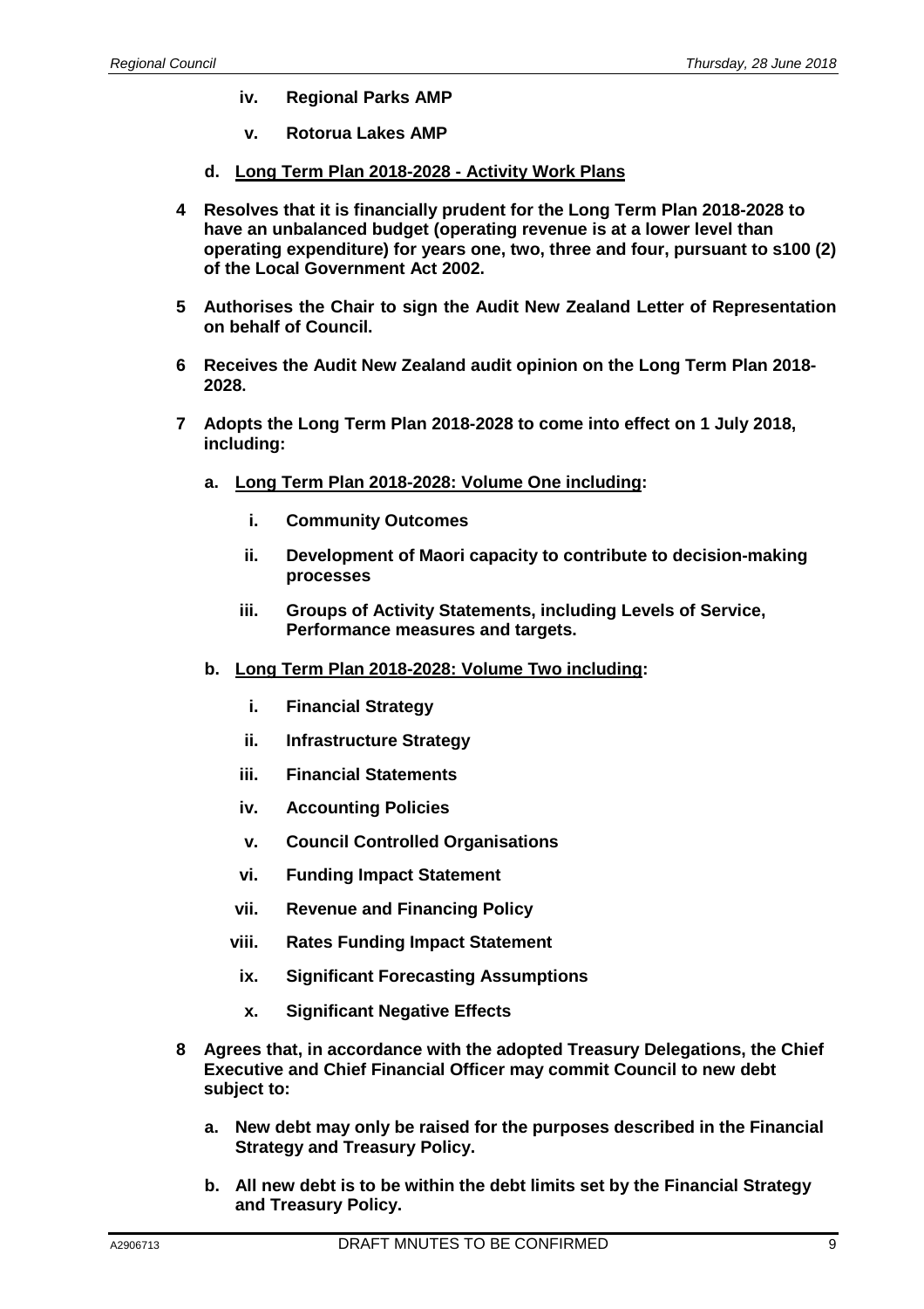**iv. Regional Parks AMP**

**v. Rotorua Lakes AMP**

**d. <u>Long Term Plan 2018-2028 - Activity Work Plans</u>**

**4 Resolves that it is financially prudent for the Long Term Plan 2018-2028 to have an unbalanced budget (operating revenue is at a lower level than operating expenditure) for years one, two, three and four, pursuant to s100 (2) of the Local Government Act 2002.**

**5 Authorises the Chair to sign the Audit New Zealand Letter of Representation on behalf of Council.**

**6 Receives the Audit New Zealand audit opinion on the Long Term Plan 2018-2028.**

**7 Adopts the Long Term Plan 2018-2028 to come into effect on 1 July 2018, including:**

**a. <u>Long Term Plan 2018-2028: Volume One including</u>:**

**i. Community Outcomes**

**ii. Development of Maori capacity to contribute to decision-making processes**

**iii. Groups of Activity Statements, including Levels of Service, Performance measures and targets.**

**b. <u>Long Term Plan 2018-2028: Volume Two including</u>:**

**i. Financial Strategy**

**ii. Infrastructure Strategy**

**iii. Financial Statements**

**iv. Accounting Policies**

**v. Council Controlled Organisations**

**vi. Funding Impact Statement**

**vii. Revenue and Financing Policy**

**viii. Rates Funding Impact Statement**

**ix. Significant Forecasting Assumptions**

**x. Significant Negative Effects**

**8 Agrees that, in accordance with the adopted Treasury Delegations, the Chief Executive and Chief Financial Officer may commit Council to new debt subject to:**

**a. New debt may only be raised for the purposes described in the Financial Strategy and Treasury Policy.**

**b. All new debt is to be within the debt limits set by the Financial Strategy and Treasury Policy.**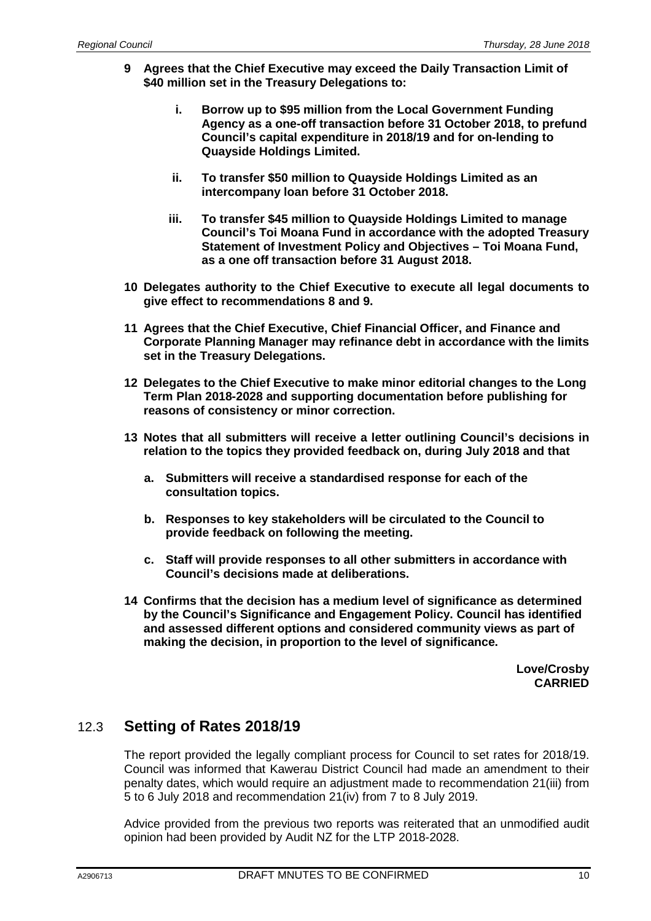**9 Agrees that the Chief Executive may exceed the Daily Transaction Limit of $40 million set in the Treasury Delegations to:**

> **i. Borrow up to $95 million from the Local Government Funding Agency as a one-off transaction before 31 October 2018, to prefund Council's capital expenditure in 2018/19 and for on-lending to Quayside Holdings Limited.**
>
> **ii. To transfer $50 million to Quayside Holdings Limited as an intercompany loan before 31 October 2018.**
>
> **iii. To transfer $45 million to Quayside Holdings Limited to manage Council's Toi Moana Fund in accordance with the adopted Treasury Statement of Investment Policy and Objectives – Toi Moana Fund, as a one off transaction before 31 August 2018.**

**10 Delegates authority to the Chief Executive to execute all legal documents to give effect to recommendations 8 and 9.**

**11 Agrees that the Chief Executive, Chief Financial Officer, and Finance and Corporate Planning Manager may refinance debt in accordance with the limits set in the Treasury Delegations.**

**12 Delegates to the Chief Executive to make minor editorial changes to the Long Term Plan 2018-2028 and supporting documentation before publishing for reasons of consistency or minor correction.**

**13 Notes that all submitters will receive a letter outlining Council's decisions in relation to the topics they provided feedback on, during July 2018 and that**

> **a. Submitters will receive a standardised response for each of the consultation topics.**
>
> **b. Responses to key stakeholders will be circulated to the Council to provide feedback on following the meeting.**
>
> **c. Staff will provide responses to all other submitters in accordance with Council's decisions made at deliberations.**

**14 Confirms that the decision has a medium level of significance as determined by the Council's Significance and Engagement Policy. Council has identified and assessed different options and considered community views as part of making the decision, in proportion to the level of significance.**

**Love/Crosby**
**CARRIED**

## 12.3 Setting of Rates 2018/19

The report provided the legally compliant process for Council to set rates for 2018/19. Council was informed that Kawerau District Council had made an amendment to their penalty dates, which would require an adjustment made to recommendation 21(iii) from 5 to 6 July 2018 and recommendation 21(iv) from 7 to 8 July 2019.

Advice provided from the previous two reports was reiterated that an unmodified audit opinion had been provided by Audit NZ for the LTP 2018-2028.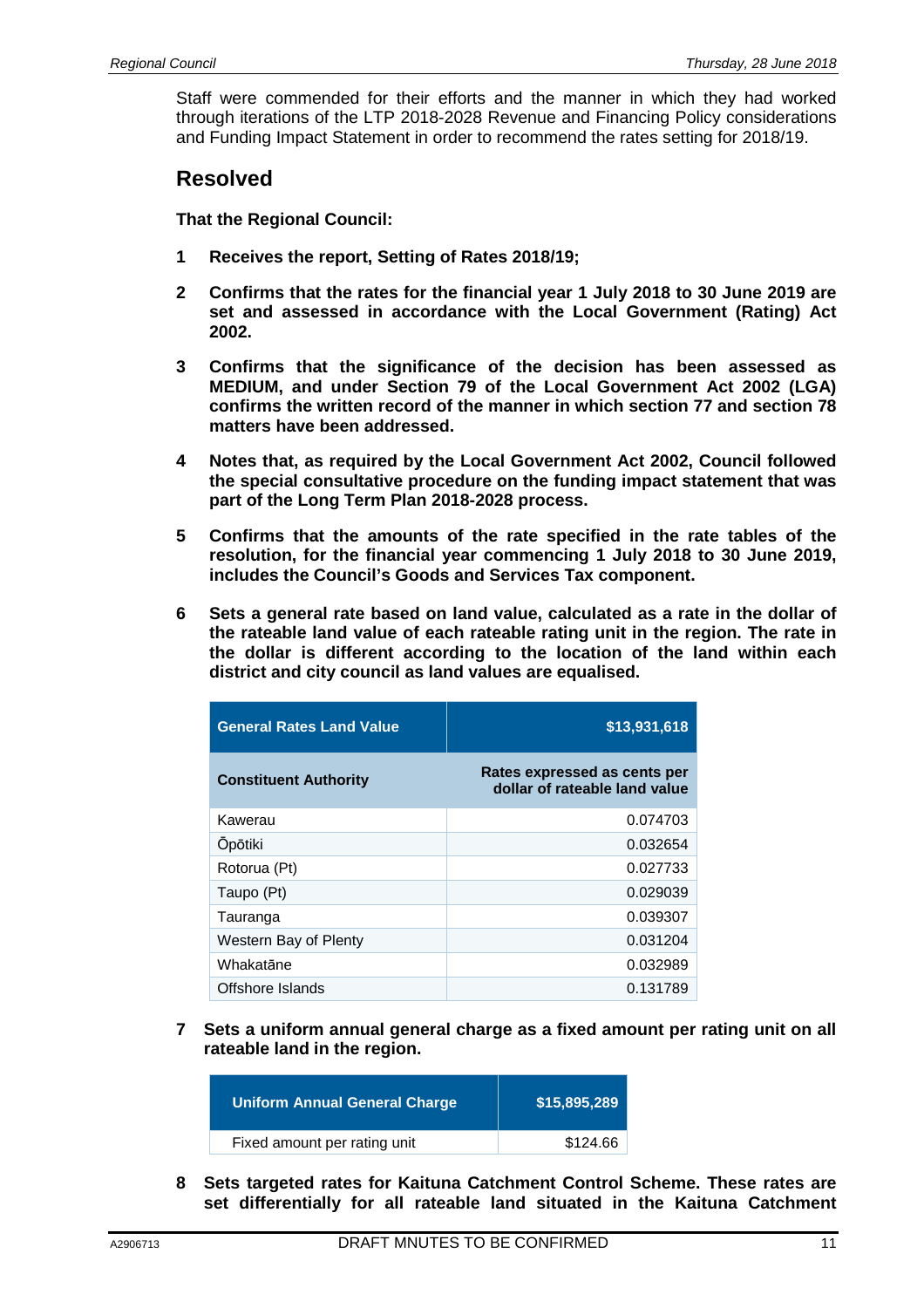Staff were commended for their efforts and the manner in which they had worked through iterations of the LTP 2018-2028 Revenue and Financing Policy considerations and Funding Impact Statement in order to recommend the rates setting for 2018/19.

## Resolved

**That the Regional Council:**

**1 Receives the report, Setting of Rates 2018/19;**

**2 Confirms that the rates for the financial year 1 July 2018 to 30 June 2019 are set and assessed in accordance with the Local Government (Rating) Act 2002.**

**3 Confirms that the significance of the decision has been assessed as MEDIUM, and under Section 79 of the Local Government Act 2002 (LGA) confirms the written record of the manner in which section 77 and section 78 matters have been addressed.**

**4 Notes that, as required by the Local Government Act 2002, Council followed the special consultative procedure on the funding impact statement that was part of the Long Term Plan 2018-2028 process.**

**5 Confirms that the amounts of the rate specified in the rate tables of the resolution, for the financial year commencing 1 July 2018 to 30 June 2019, includes the Council's Goods and Services Tax component.**

**6 Sets a general rate based on land value, calculated as a rate in the dollar of the rateable land value of each rateable rating unit in the region. The rate in the dollar is different according to the location of the land within each district and city council as land values are equalised.**

| General Rates Land Value | $13,931,618 |
|---|---|
| **Constituent Authority** | **Rates expressed as cents per dollar of rateable land value** |
| Kawerau | 0.074703 |
| Ōpōtiki | 0.032654 |
| Rotorua (Pt) | 0.027733 |
| Taupo (Pt) | 0.029039 |
| Tauranga | 0.039307 |
| Western Bay of Plenty | 0.031204 |
| Whakatāne | 0.032989 |
| Offshore Islands | 0.131789 |

**7 Sets a uniform annual general charge as a fixed amount per rating unit on all rateable land in the region.**

| Uniform Annual General Charge | $15,895,289 |
|---|---|
| Fixed amount per rating unit | $124.66 |

**8 Sets targeted rates for Kaituna Catchment Control Scheme. These rates are set differentially for all rateable land situated in the Kaituna Catchment**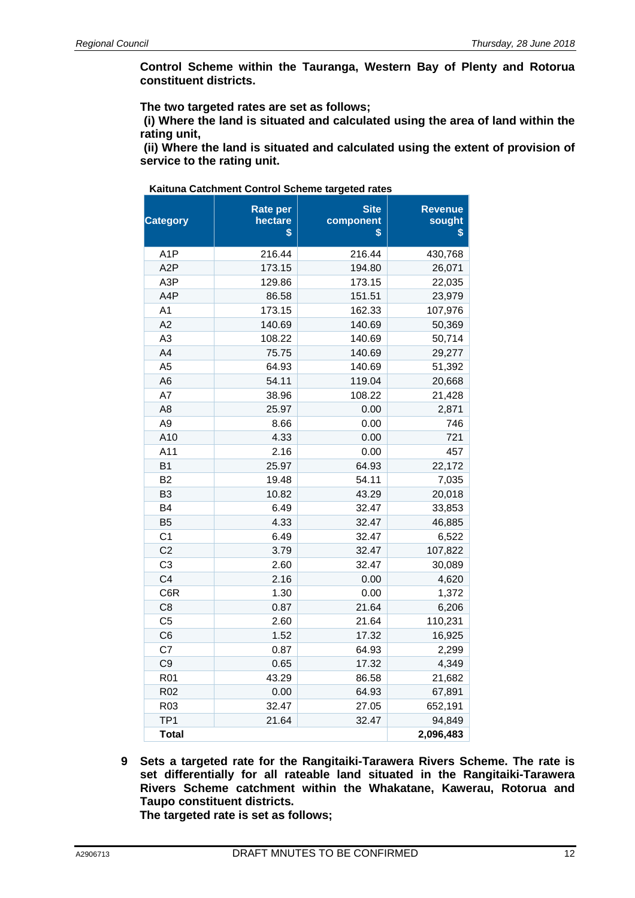**Control Scheme within the Tauranga, Western Bay of Plenty and Rotorua constituent districts.**

**The two targeted rates are set as follows;**

**(i) Where the land is situated and calculated using the area of land within the rating unit,**

**(ii) Where the land is situated and calculated using the extent of provision of service to the rating unit.**

**Kaituna Catchment Control Scheme targeted rates**

| Category | Rate per hectare $ | Site component $ | Revenue sought $ |
|---|---|---|---|
| A1P | 216.44 | 216.44 | 430,768 |
| A2P | 173.15 | 194.80 | 26,071 |
| A3P | 129.86 | 173.15 | 22,035 |
| A4P | 86.58 | 151.51 | 23,979 |
| A1 | 173.15 | 162.33 | 107,976 |
| A2 | 140.69 | 140.69 | 50,369 |
| A3 | 108.22 | 140.69 | 50,714 |
| A4 | 75.75 | 140.69 | 29,277 |
| A5 | 64.93 | 140.69 | 51,392 |
| A6 | 54.11 | 119.04 | 20,668 |
| A7 | 38.96 | 108.22 | 21,428 |
| A8 | 25.97 | 0.00 | 2,871 |
| A9 | 8.66 | 0.00 | 746 |
| A10 | 4.33 | 0.00 | 721 |
| A11 | 2.16 | 0.00 | 457 |
| B1 | 25.97 | 64.93 | 22,172 |
| B2 | 19.48 | 54.11 | 7,035 |
| B3 | 10.82 | 43.29 | 20,018 |
| B4 | 6.49 | 32.47 | 33,853 |
| B5 | 4.33 | 32.47 | 46,885 |
| C1 | 6.49 | 32.47 | 6,522 |
| C2 | 3.79 | 32.47 | 107,822 |
| C3 | 2.60 | 32.47 | 30,089 |
| C4 | 2.16 | 0.00 | 4,620 |
| C6R | 1.30 | 0.00 | 1,372 |
| C8 | 0.87 | 21.64 | 6,206 |
| C5 | 2.60 | 21.64 | 110,231 |
| C6 | 1.52 | 17.32 | 16,925 |
| C7 | 0.87 | 64.93 | 2,299 |
| C9 | 0.65 | 17.32 | 4,349 |
| R01 | 43.29 | 86.58 | 21,682 |
| R02 | 0.00 | 64.93 | 67,891 |
| R03 | 32.47 | 27.05 | 652,191 |
| TP1 | 21.64 | 32.47 | 94,849 |
| **Total** | | | **2,096,483** |

**9 Sets a targeted rate for the Rangitaiki-Tarawera Rivers Scheme. The rate is set differentially for all rateable land situated in the Rangitaiki-Tarawera Rivers Scheme catchment within the Whakatane, Kawerau, Rotorua and Taupo constituent districts.**

**The targeted rate is set as follows;**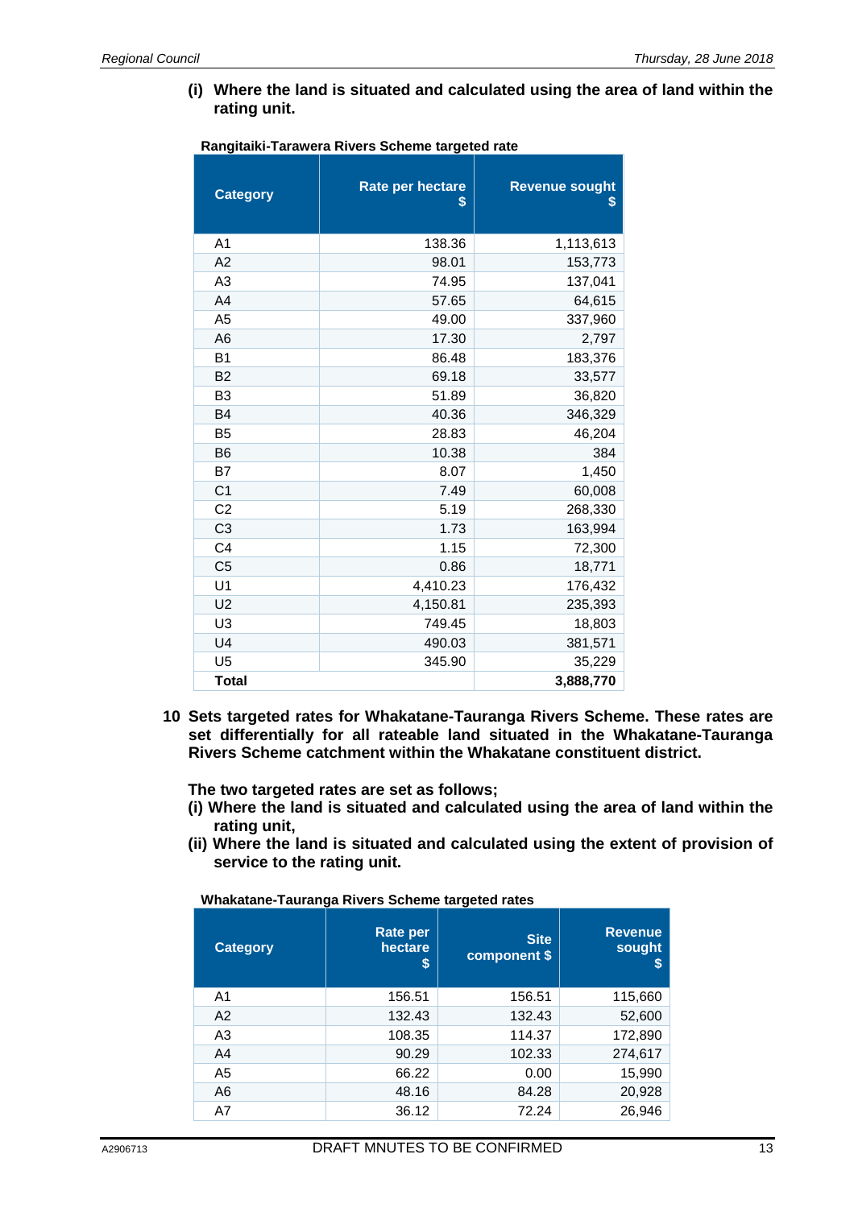**(i) Where the land is situated and calculated using the area of land within the rating unit.**

**Rangitaiki-Tarawera Rivers Scheme targeted rate**

| Category | Rate per hectare $ | Revenue sought $ |
|---|---|---|
| A1 | 138.36 | 1,113,613 |
| A2 | 98.01 | 153,773 |
| A3 | 74.95 | 137,041 |
| A4 | 57.65 | 64,615 |
| A5 | 49.00 | 337,960 |
| A6 | 17.30 | 2,797 |
| B1 | 86.48 | 183,376 |
| B2 | 69.18 | 33,577 |
| B3 | 51.89 | 36,820 |
| B4 | 40.36 | 346,329 |
| B5 | 28.83 | 46,204 |
| B6 | 10.38 | 384 |
| B7 | 8.07 | 1,450 |
| C1 | 7.49 | 60,008 |
| C2 | 5.19 | 268,330 |
| C3 | 1.73 | 163,994 |
| C4 | 1.15 | 72,300 |
| C5 | 0.86 | 18,771 |
| U1 | 4,410.23 | 176,432 |
| U2 | 4,150.81 | 235,393 |
| U3 | 749.45 | 18,803 |
| U4 | 490.03 | 381,571 |
| U5 | 345.90 | 35,229 |
| **Total** | | **3,888,770** |

**10 Sets targeted rates for Whakatane-Tauranga Rivers Scheme. These rates are set differentially for all rateable land situated in the Whakatane-Tauranga Rivers Scheme catchment within the Whakatane constituent district.**

**The two targeted rates are set as follows;**

**(i) Where the land is situated and calculated using the area of land within the rating unit,**

**(ii) Where the land is situated and calculated using the extent of provision of service to the rating unit.**

**Whakatane-Tauranga Rivers Scheme targeted rates**

| Category | Rate per hectare $ | Site component $ | Revenue sought $ |
|---|---|---|---|
| A1 | 156.51 | 156.51 | 115,660 |
| A2 | 132.43 | 132.43 | 52,600 |
| A3 | 108.35 | 114.37 | 172,890 |
| A4 | 90.29 | 102.33 | 274,617 |
| A5 | 66.22 | 0.00 | 15,990 |
| A6 | 48.16 | 84.28 | 20,928 |
| A7 | 36.12 | 72.24 | 26,946 |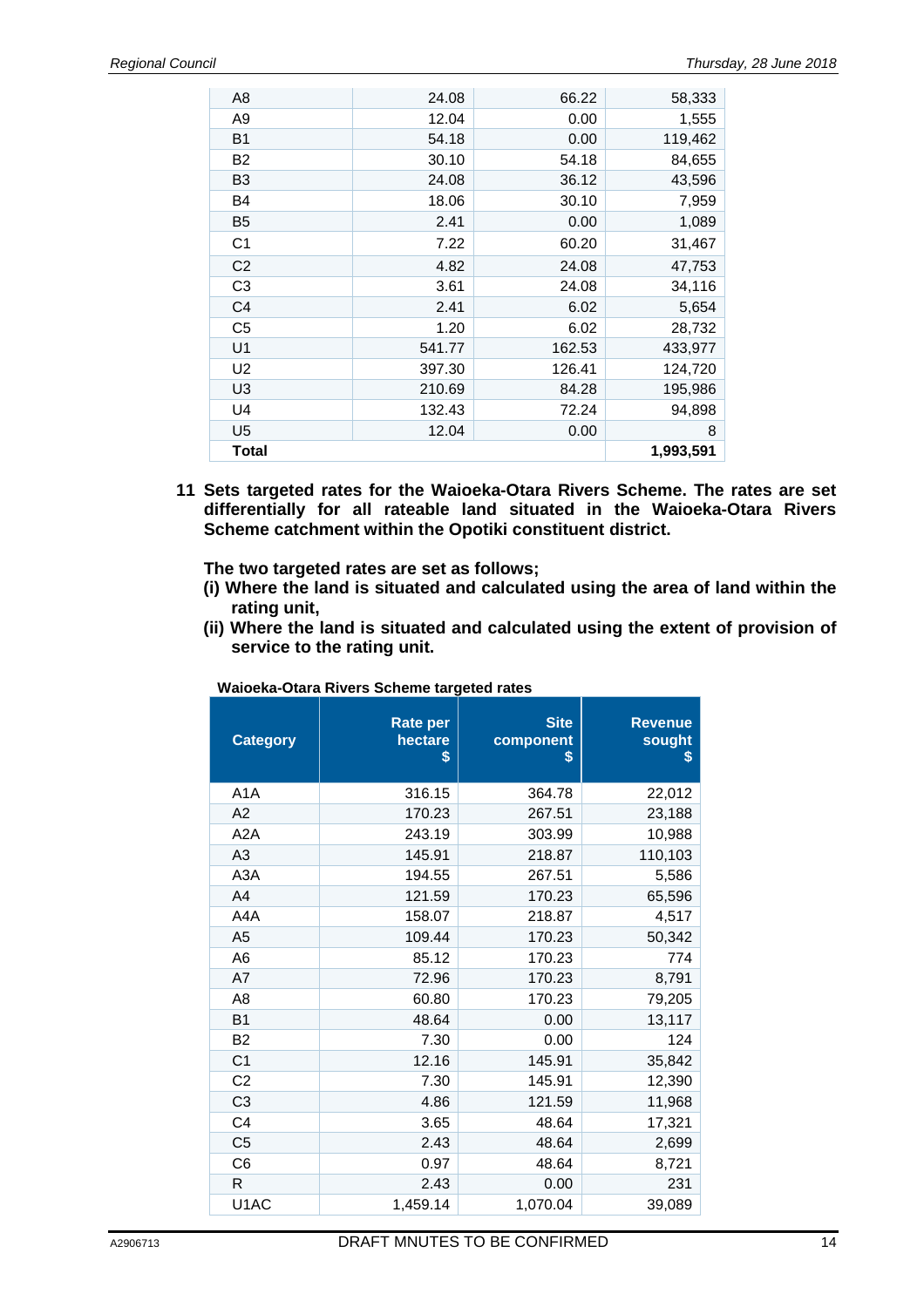| A8 | 24.08 | 66.22 | 58,333 |
|---|---|---|---|
| A9 | 12.04 | 0.00 | 1,555 |
| B1 | 54.18 | 0.00 | 119,462 |
| B2 | 30.10 | 54.18 | 84,655 |
| B3 | 24.08 | 36.12 | 43,596 |
| B4 | 18.06 | 30.10 | 7,959 |
| B5 | 2.41 | 0.00 | 1,089 |
| C1 | 7.22 | 60.20 | 31,467 |
| C2 | 4.82 | 24.08 | 47,753 |
| C3 | 3.61 | 24.08 | 34,116 |
| C4 | 2.41 | 6.02 | 5,654 |
| C5 | 1.20 | 6.02 | 28,732 |
| U1 | 541.77 | 162.53 | 433,977 |
| U2 | 397.30 | 126.41 | 124,720 |
| U3 | 210.69 | 84.28 | 195,986 |
| U4 | 132.43 | 72.24 | 94,898 |
| U5 | 12.04 | 0.00 | 8 |
| **Total** | | | **1,993,591** |

**11 Sets targeted rates for the Waioeka-Otara Rivers Scheme. The rates are set differentially for all rateable land situated in the Waioeka-Otara Rivers Scheme catchment within the Opotiki constituent district.**

**The two targeted rates are set as follows;**

**(i) Where the land is situated and calculated using the area of land within the rating unit,**

**(ii) Where the land is situated and calculated using the extent of provision of service to the rating unit.**

**Waioeka-Otara Rivers Scheme targeted rates**

| Category | Rate per hectare $ | Site component $ | Revenue sought $ |
|---|---|---|---|
| A1A | 316.15 | 364.78 | 22,012 |
| A2 | 170.23 | 267.51 | 23,188 |
| A2A | 243.19 | 303.99 | 10,988 |
| A3 | 145.91 | 218.87 | 110,103 |
| A3A | 194.55 | 267.51 | 5,586 |
| A4 | 121.59 | 170.23 | 65,596 |
| A4A | 158.07 | 218.87 | 4,517 |
| A5 | 109.44 | 170.23 | 50,342 |
| A6 | 85.12 | 170.23 | 774 |
| A7 | 72.96 | 170.23 | 8,791 |
| A8 | 60.80 | 170.23 | 79,205 |
| B1 | 48.64 | 0.00 | 13,117 |
| B2 | 7.30 | 0.00 | 124 |
| C1 | 12.16 | 145.91 | 35,842 |
| C2 | 7.30 | 145.91 | 12,390 |
| C3 | 4.86 | 121.59 | 11,968 |
| C4 | 3.65 | 48.64 | 17,321 |
| C5 | 2.43 | 48.64 | 2,699 |
| C6 | 0.97 | 48.64 | 8,721 |
| R | 2.43 | 0.00 | 231 |
| U1AC | 1,459.14 | 1,070.04 | 39,089 |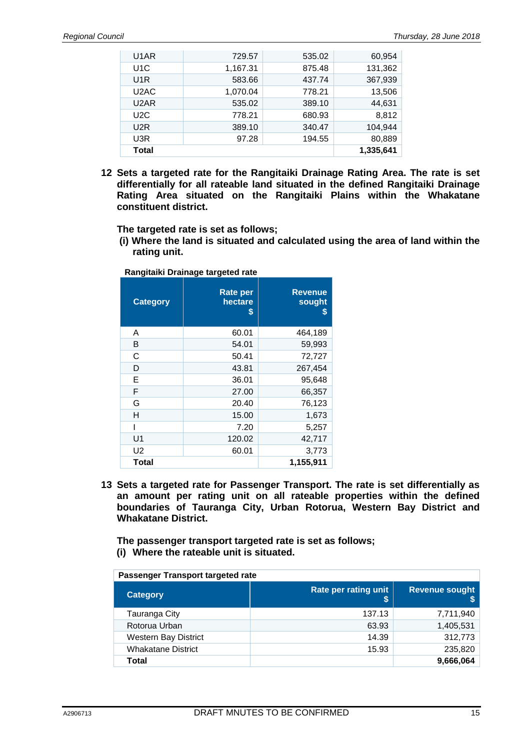| | | | |
|---|---|---|---|
| U1AR | 729.57 | 535.02 | 60,954 |
| U1C | 1,167.31 | 875.48 | 131,362 |
| U1R | 583.66 | 437.74 | 367,939 |
| U2AC | 1,070.04 | 778.21 | 13,506 |
| U2AR | 535.02 | 389.10 | 44,631 |
| U2C | 778.21 | 680.93 | 8,812 |
| U2R | 389.10 | 340.47 | 104,944 |
| U3R | 97.28 | 194.55 | 80,889 |
| **Total** | | | **1,335,641** |

**12 Sets a targeted rate for the Rangitaiki Drainage Rating Area. The rate is set differentially for all rateable land situated in the defined Rangitaiki Drainage Rating Area situated on the Rangitaiki Plains within the Whakatane constituent district.**

**The targeted rate is set as follows;**

**(i) Where the land is situated and calculated using the area of land within the rating unit.**

**Rangitaiki Drainage targeted rate**

| Category | Rate per hectare $ | Revenue sought $ |
|---|---|---|
| A | 60.01 | 464,189 |
| B | 54.01 | 59,993 |
| C | 50.41 | 72,727 |
| D | 43.81 | 267,454 |
| E | 36.01 | 95,648 |
| F | 27.00 | 66,357 |
| G | 20.40 | 76,123 |
| H | 15.00 | 1,673 |
| I | 7.20 | 5,257 |
| U1 | 120.02 | 42,717 |
| U2 | 60.01 | 3,773 |
| **Total** | | **1,155,911** |

**13 Sets a targeted rate for Passenger Transport. The rate is set differentially as an amount per rating unit on all rateable properties within the defined boundaries of Tauranga City, Urban Rotorua, Western Bay District and Whakatane District.**

**The passenger transport targeted rate is set as follows;**

**(i) Where the rateable unit is situated.**

**Passenger Transport targeted rate**

| Category | Rate per rating unit $ | Revenue sought $ |
|---|---|---|
| Tauranga City | 137.13 | 7,711,940 |
| Rotorua Urban | 63.93 | 1,405,531 |
| Western Bay District | 14.39 | 312,773 |
| Whakatane District | 15.93 | 235,820 |
| **Total** | | **9,666,064** |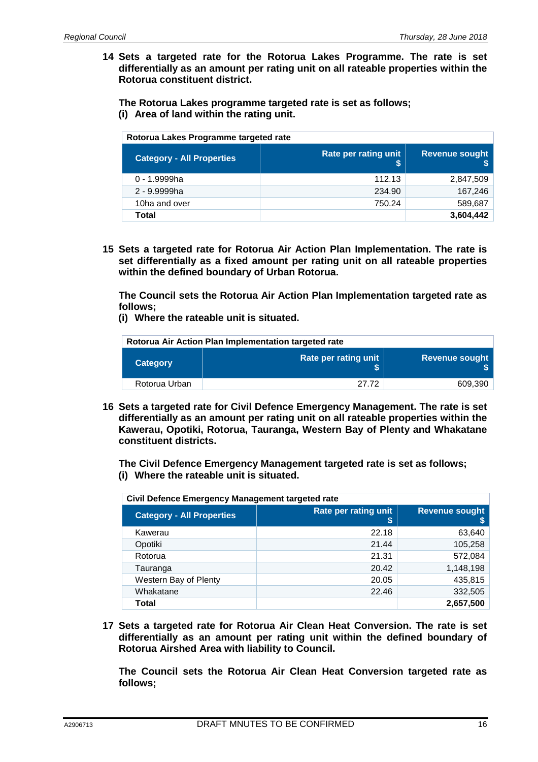**14 Sets a targeted rate for the Rotorua Lakes Programme. The rate is set differentially as an amount per rating unit on all rateable properties within the Rotorua constituent district.**

**The Rotorua Lakes programme targeted rate is set as follows;**
**(i) Area of land within the rating unit.**

| Rotorua Lakes Programme targeted rate | | |
|---|---|---|
| **Category - All Properties** | **Rate per rating unit $** | **Revenue sought $** |
| 0 - 1.9999ha | 112.13 | 2,847,509 |
| 2 - 9.9999ha | 234.90 | 167,246 |
| 10ha and over | 750.24 | 589,687 |
| **Total** | | **3,604,442** |

**15 Sets a targeted rate for Rotorua Air Action Plan Implementation. The rate is set differentially as a fixed amount per rating unit on all rateable properties within the defined boundary of Urban Rotorua.**

**The Council sets the Rotorua Air Action Plan Implementation targeted rate as follows;**
**(i) Where the rateable unit is situated.**

| Rotorua Air Action Plan Implementation targeted rate | | |
|---|---|---|
| **Category** | **Rate per rating unit $** | **Revenue sought $** |
| Rotorua Urban | 27.72 | 609,390 |

**16 Sets a targeted rate for Civil Defence Emergency Management. The rate is set differentially as an amount per rating unit on all rateable properties within the Kawerau, Opotiki, Rotorua, Tauranga, Western Bay of Plenty and Whakatane constituent districts.**

**The Civil Defence Emergency Management targeted rate is set as follows;**
**(i) Where the rateable unit is situated.**

| Civil Defence Emergency Management targeted rate | | |
|---|---|---|
| **Category - All Properties** | **Rate per rating unit $** | **Revenue sought $** |
| Kawerau | 22.18 | 63,640 |
| Opotiki | 21.44 | 105,258 |
| Rotorua | 21.31 | 572,084 |
| Tauranga | 20.42 | 1,148,198 |
| Western Bay of Plenty | 20.05 | 435,815 |
| Whakatane | 22.46 | 332,505 |
| **Total** | | **2,657,500** |

**17 Sets a targeted rate for Rotorua Air Clean Heat Conversion. The rate is set differentially as an amount per rating unit within the defined boundary of Rotorua Airshed Area with liability to Council.**

**The Council sets the Rotorua Air Clean Heat Conversion targeted rate as follows;**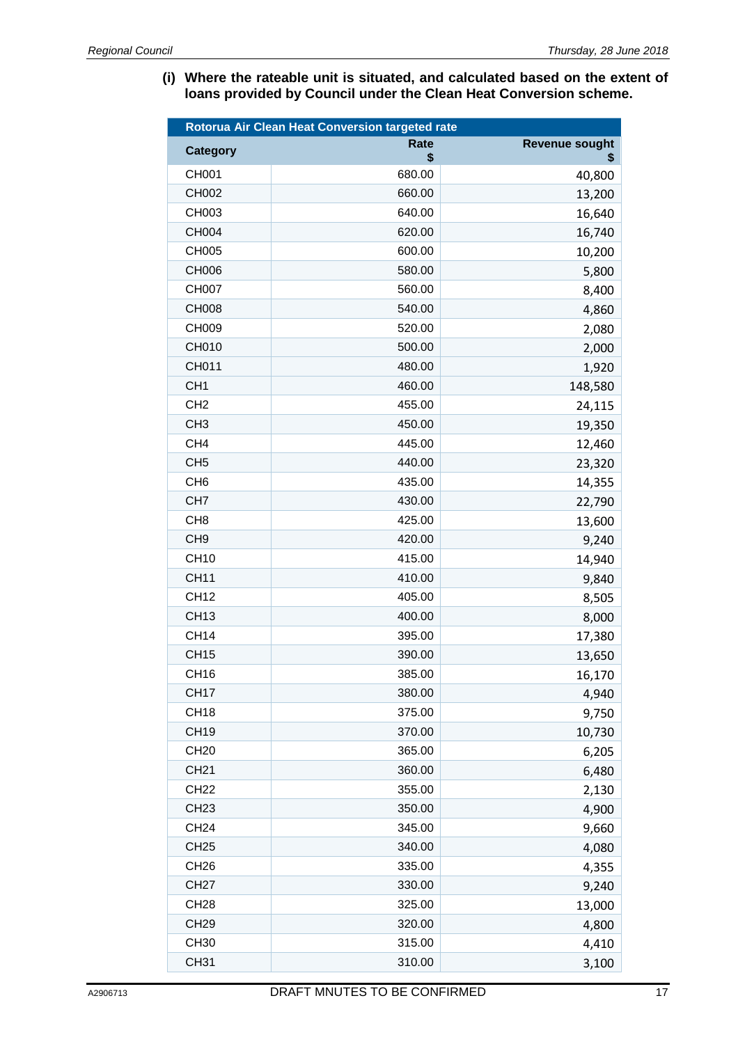**(i) Where the rateable unit is situated, and calculated based on the extent of loans provided by Council under the Clean Heat Conversion scheme.**

| Rotorua Air Clean Heat Conversion targeted rate | | |
|---|---|---|
| **Category** | **Rate $** | **Revenue sought $** |
| CH001 | 680.00 | 40,800 |
| CH002 | 660.00 | 13,200 |
| CH003 | 640.00 | 16,640 |
| CH004 | 620.00 | 16,740 |
| CH005 | 600.00 | 10,200 |
| CH006 | 580.00 | 5,800 |
| CH007 | 560.00 | 8,400 |
| CH008 | 540.00 | 4,860 |
| CH009 | 520.00 | 2,080 |
| CH010 | 500.00 | 2,000 |
| CH011 | 480.00 | 1,920 |
| CH1 | 460.00 | 148,580 |
| CH2 | 455.00 | 24,115 |
| CH3 | 450.00 | 19,350 |
| CH4 | 445.00 | 12,460 |
| CH5 | 440.00 | 23,320 |
| CH6 | 435.00 | 14,355 |
| CH7 | 430.00 | 22,790 |
| CH8 | 425.00 | 13,600 |
| CH9 | 420.00 | 9,240 |
| CH10 | 415.00 | 14,940 |
| CH11 | 410.00 | 9,840 |
| CH12 | 405.00 | 8,505 |
| CH13 | 400.00 | 8,000 |
| CH14 | 395.00 | 17,380 |
| CH15 | 390.00 | 13,650 |
| CH16 | 385.00 | 16,170 |
| CH17 | 380.00 | 4,940 |
| CH18 | 375.00 | 9,750 |
| CH19 | 370.00 | 10,730 |
| CH20 | 365.00 | 6,205 |
| CH21 | 360.00 | 6,480 |
| CH22 | 355.00 | 2,130 |
| CH23 | 350.00 | 4,900 |
| CH24 | 345.00 | 9,660 |
| CH25 | 340.00 | 4,080 |
| CH26 | 335.00 | 4,355 |
| CH27 | 330.00 | 9,240 |
| CH28 | 325.00 | 13,000 |
| CH29 | 320.00 | 4,800 |
| CH30 | 315.00 | 4,410 |
| CH31 | 310.00 | 3,100 |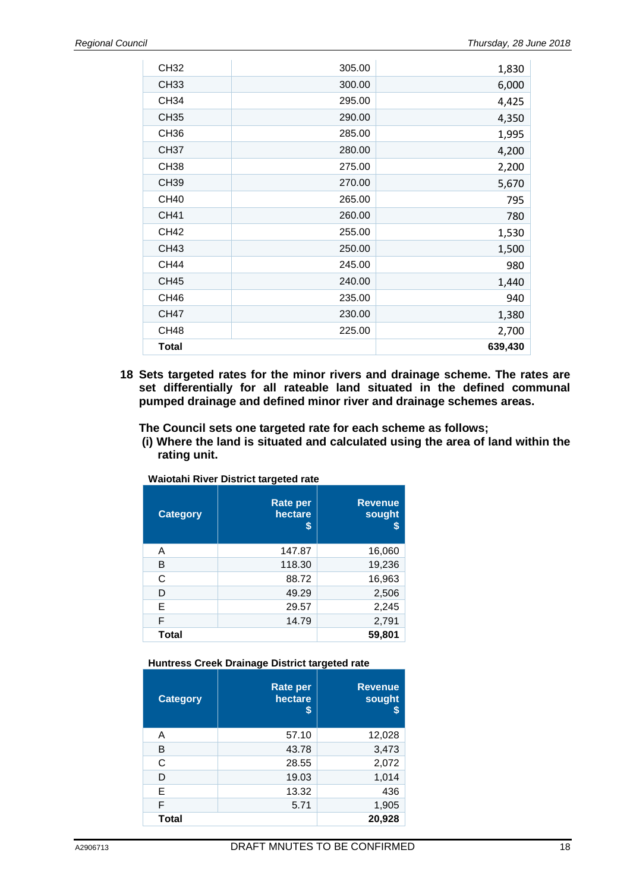| | | |
|---|---|---|
| CH32 | 305.00 | 1,830 |
| CH33 | 300.00 | 6,000 |
| CH34 | 295.00 | 4,425 |
| CH35 | 290.00 | 4,350 |
| CH36 | 285.00 | 1,995 |
| CH37 | 280.00 | 4,200 |
| CH38 | 275.00 | 2,200 |
| CH39 | 270.00 | 5,670 |
| CH40 | 265.00 | 795 |
| CH41 | 260.00 | 780 |
| CH42 | 255.00 | 1,530 |
| CH43 | 250.00 | 1,500 |
| CH44 | 245.00 | 980 |
| CH45 | 240.00 | 1,440 |
| CH46 | 235.00 | 940 |
| CH47 | 230.00 | 1,380 |
| CH48 | 225.00 | 2,700 |
| **Total** | | **639,430** |

**18 Sets targeted rates for the minor rivers and drainage scheme. The rates are set differentially for all rateable land situated in the defined communal pumped drainage and defined minor river and drainage schemes areas.**

**The Council sets one targeted rate for each scheme as follows;**

**(i) Where the land is situated and calculated using the area of land within the rating unit.**

**Waiotahi River District targeted rate**

| Category | Rate per hectare $ | Revenue sought $ |
|---|---|---|
| A | 147.87 | 16,060 |
| B | 118.30 | 19,236 |
| C | 88.72 | 16,963 |
| D | 49.29 | 2,506 |
| E | 29.57 | 2,245 |
| F | 14.79 | 2,791 |
| **Total** | | **59,801** |

**Huntress Creek Drainage District targeted rate**

| Category | Rate per hectare $ | Revenue sought $ |
|---|---|---|
| A | 57.10 | 12,028 |
| B | 43.78 | 3,473 |
| C | 28.55 | 2,072 |
| D | 19.03 | 1,014 |
| E | 13.32 | 436 |
| F | 5.71 | 1,905 |
| **Total** | | **20,928** |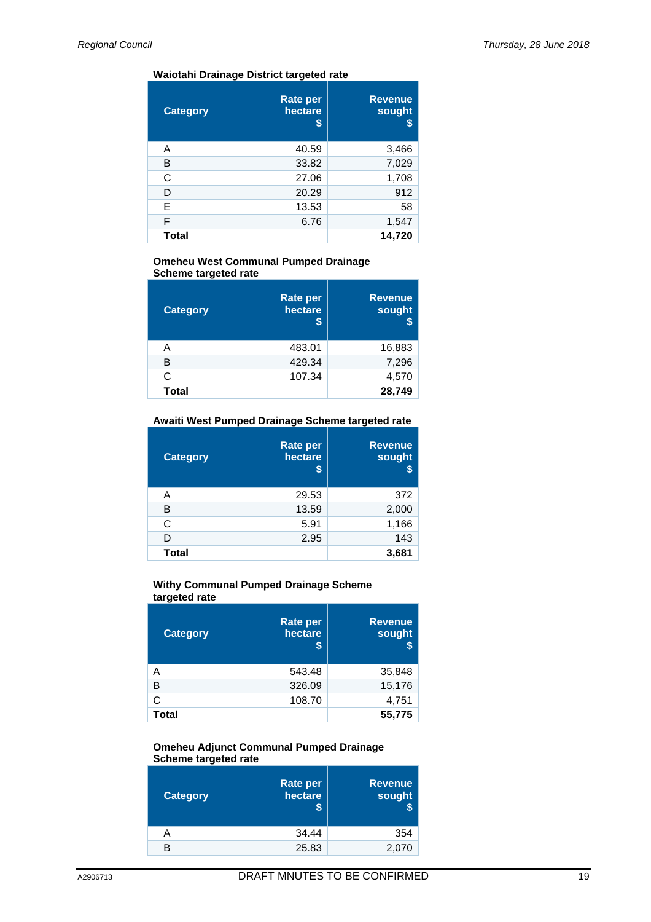**Waiotahi Drainage District targeted rate**

| Category | Rate per hectare $ | Revenue sought $ |
|---|---|---|
| A | 40.59 | 3,466 |
| B | 33.82 | 7,029 |
| C | 27.06 | 1,708 |
| D | 20.29 | 912 |
| E | 13.53 | 58 |
| F | 6.76 | 1,547 |
| **Total** | | **14,720** |

**Omeheu West Communal Pumped Drainage Scheme targeted rate**

| Category | Rate per hectare $ | Revenue sought $ |
|---|---|---|
| A | 483.01 | 16,883 |
| B | 429.34 | 7,296 |
| C | 107.34 | 4,570 |
| **Total** | | **28,749** |

**Awaiti West Pumped Drainage Scheme targeted rate**

| Category | Rate per hectare $ | Revenue sought $ |
|---|---|---|
| A | 29.53 | 372 |
| B | 13.59 | 2,000 |
| C | 5.91 | 1,166 |
| D | 2.95 | 143 |
| **Total** | | **3,681** |

**Withy Communal Pumped Drainage Scheme targeted rate**

| Category | Rate per hectare $ | Revenue sought $ |
|---|---|---|
| A | 543.48 | 35,848 |
| B | 326.09 | 15,176 |
| C | 108.70 | 4,751 |
| **Total** | | **55,775** |

**Omeheu Adjunct Communal Pumped Drainage Scheme targeted rate**

| Category | Rate per hectare $ | Revenue sought $ |
|---|---|---|
| A | 34.44 | 354 |
| B | 25.83 | 2,070 |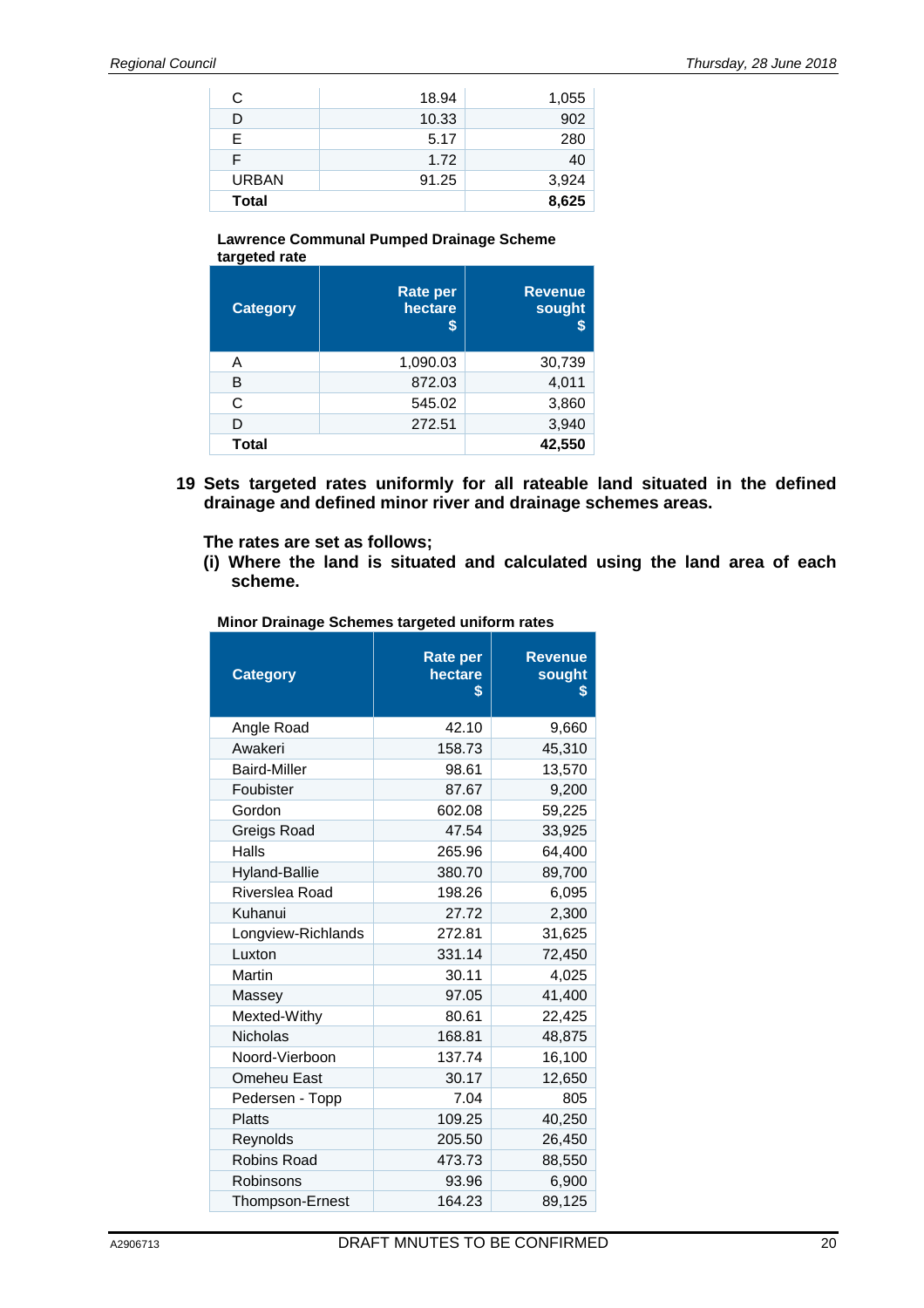| | | |
|---|---:|---:|
| C | 18.94 | 1,055 |
| D | 10.33 | 902 |
| E | 5.17 | 280 |
| F | 1.72 | 40 |
| URBAN | 91.25 | 3,924 |
| **Total** | | **8,625** |

**Lawrence Communal Pumped Drainage Scheme targeted rate**

| Category | Rate per hectare $ | Revenue sought $ |
|---|---:|---:|
| A | 1,090.03 | 30,739 |
| B | 872.03 | 4,011 |
| C | 545.02 | 3,860 |
| D | 272.51 | 3,940 |
| **Total** | | **42,550** |

**19 Sets targeted rates uniformly for all rateable land situated in the defined drainage and defined minor river and drainage schemes areas.**

**The rates are set as follows;**

**(i) Where the land is situated and calculated using the land area of each scheme.**

**Minor Drainage Schemes targeted uniform rates**

| Category | Rate per hectare $ | Revenue sought $ |
|---|---:|---:|
| Angle Road | 42.10 | 9,660 |
| Awakeri | 158.73 | 45,310 |
| Baird-Miller | 98.61 | 13,570 |
| Foubister | 87.67 | 9,200 |
| Gordon | 602.08 | 59,225 |
| Greigs Road | 47.54 | 33,925 |
| Halls | 265.96 | 64,400 |
| Hyland-Ballie | 380.70 | 89,700 |
| Riverslea Road | 198.26 | 6,095 |
| Kuhanui | 27.72 | 2,300 |
| Longview-Richlands | 272.81 | 31,625 |
| Luxton | 331.14 | 72,450 |
| Martin | 30.11 | 4,025 |
| Massey | 97.05 | 41,400 |
| Mexted-Withy | 80.61 | 22,425 |
| Nicholas | 168.81 | 48,875 |
| Noord-Vierboon | 137.74 | 16,100 |
| Omeheu East | 30.17 | 12,650 |
| Pedersen - Topp | 7.04 | 805 |
| Platts | 109.25 | 40,250 |
| Reynolds | 205.50 | 26,450 |
| Robins Road | 473.73 | 88,550 |
| Robinsons | 93.96 | 6,900 |
| Thompson-Ernest | 164.23 | 89,125 |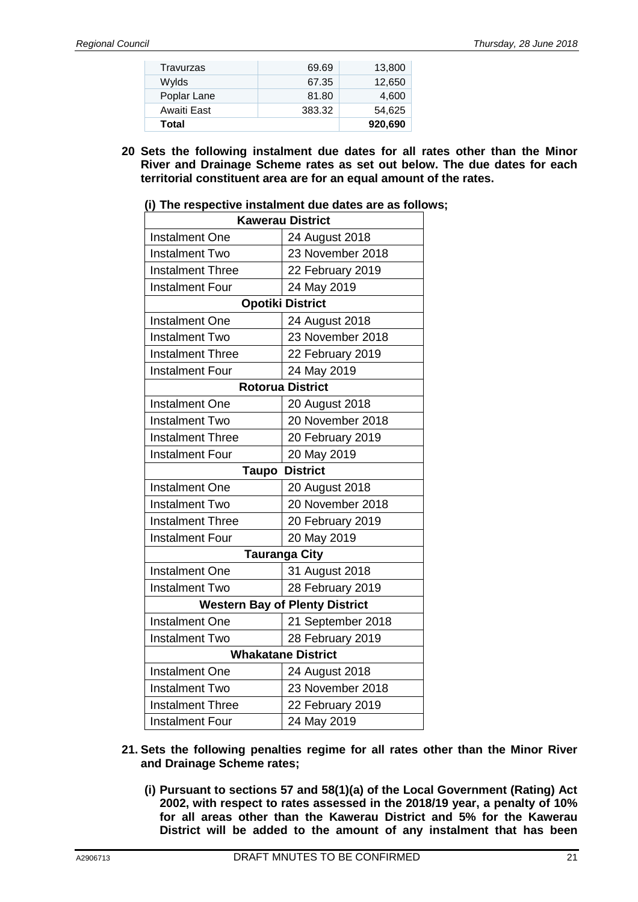| Travurzas | 69.69 | 13,800 |
|---|---|---|
| Wylds | 67.35 | 12,650 |
| Poplar Lane | 81.80 | 4,600 |
| Awaiti East | 383.32 | 54,625 |
| **Total** | | **920,690** |

**20 Sets the following instalment due dates for all rates other than the Minor River and Drainage Scheme rates as set out below. The due dates for each territorial constituent area are for an equal amount of the rates.**

**(i) The respective instalment due dates are as follows;**

| **Kawerau District** | |
|---|---|
| Instalment One | 24 August 2018 |
| Instalment Two | 23 November 2018 |
| Instalment Three | 22 February 2019 |
| Instalment Four | 24 May 2019 |
| **Opotiki District** | |
| Instalment One | 24 August 2018 |
| Instalment Two | 23 November 2018 |
| Instalment Three | 22 February 2019 |
| Instalment Four | 24 May 2019 |
| **Rotorua District** | |
| Instalment One | 20 August 2018 |
| Instalment Two | 20 November 2018 |
| Instalment Three | 20 February 2019 |
| Instalment Four | 20 May 2019 |
| **Taupo District** | |
| Instalment One | 20 August 2018 |
| Instalment Two | 20 November 2018 |
| Instalment Three | 20 February 2019 |
| Instalment Four | 20 May 2019 |
| **Tauranga City** | |
| Instalment One | 31 August 2018 |
| Instalment Two | 28 February 2019 |
| **Western Bay of Plenty District** | |
| Instalment One | 21 September 2018 |
| Instalment Two | 28 February 2019 |
| **Whakatane District** | |
| Instalment One | 24 August 2018 |
| Instalment Two | 23 November 2018 |
| Instalment Three | 22 February 2019 |
| Instalment Four | 24 May 2019 |

**21. Sets the following penalties regime for all rates other than the Minor River and Drainage Scheme rates;**

**(i) Pursuant to sections 57 and 58(1)(a) of the Local Government (Rating) Act 2002, with respect to rates assessed in the 2018/19 year, a penalty of 10% for all areas other than the Kawerau District and 5% for the Kawerau District will be added to the amount of any instalment that has been**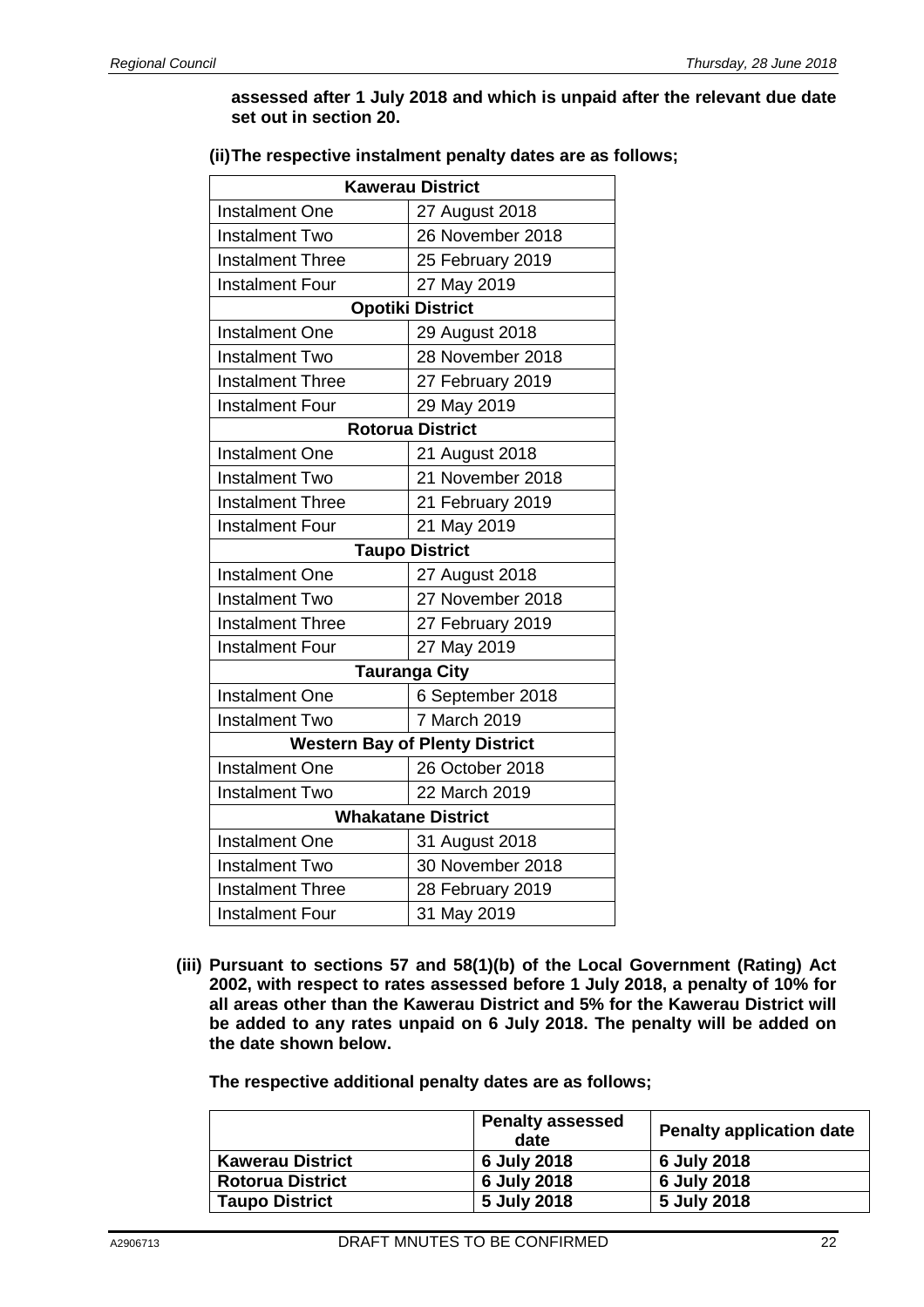**assessed after 1 July 2018 and which is unpaid after the relevant due date set out in section 20.**

**(ii) The respective instalment penalty dates are as follows;**

| **Kawerau District** | |
|---|---|
| Instalment One | 27 August 2018 |
| Instalment Two | 26 November 2018 |
| Instalment Three | 25 February 2019 |
| Instalment Four | 27 May 2019 |
| **Opotiki District** | |
| Instalment One | 29 August 2018 |
| Instalment Two | 28 November 2018 |
| Instalment Three | 27 February 2019 |
| Instalment Four | 29 May 2019 |
| **Rotorua District** | |
| Instalment One | 21 August 2018 |
| Instalment Two | 21 November 2018 |
| Instalment Three | 21 February 2019 |
| Instalment Four | 21 May 2019 |
| **Taupo District** | |
| Instalment One | 27 August 2018 |
| Instalment Two | 27 November 2018 |
| Instalment Three | 27 February 2019 |
| Instalment Four | 27 May 2019 |
| **Tauranga City** | |
| Instalment One | 6 September 2018 |
| Instalment Two | 7 March 2019 |
| **Western Bay of Plenty District** | |
| Instalment One | 26 October 2018 |
| Instalment Two | 22 March 2019 |
| **Whakatane District** | |
| Instalment One | 31 August 2018 |
| Instalment Two | 30 November 2018 |
| Instalment Three | 28 February 2019 |
| Instalment Four | 31 May 2019 |

**(iii) Pursuant to sections 57 and 58(1)(b) of the Local Government (Rating) Act 2002, with respect to rates assessed before 1 July 2018, a penalty of 10% for all areas other than the Kawerau District and 5% for the Kawerau District will be added to any rates unpaid on 6 July 2018. The penalty will be added on the date shown below.**

**The respective additional penalty dates are as follows;**

| | **Penalty assessed date** | **Penalty application date** |
|---|---|---|
| **Kawerau District** | **6 July 2018** | **6 July 2018** |
| **Rotorua District** | **6 July 2018** | **6 July 2018** |
| **Taupo District** | **5 July 2018** | **5 July 2018** |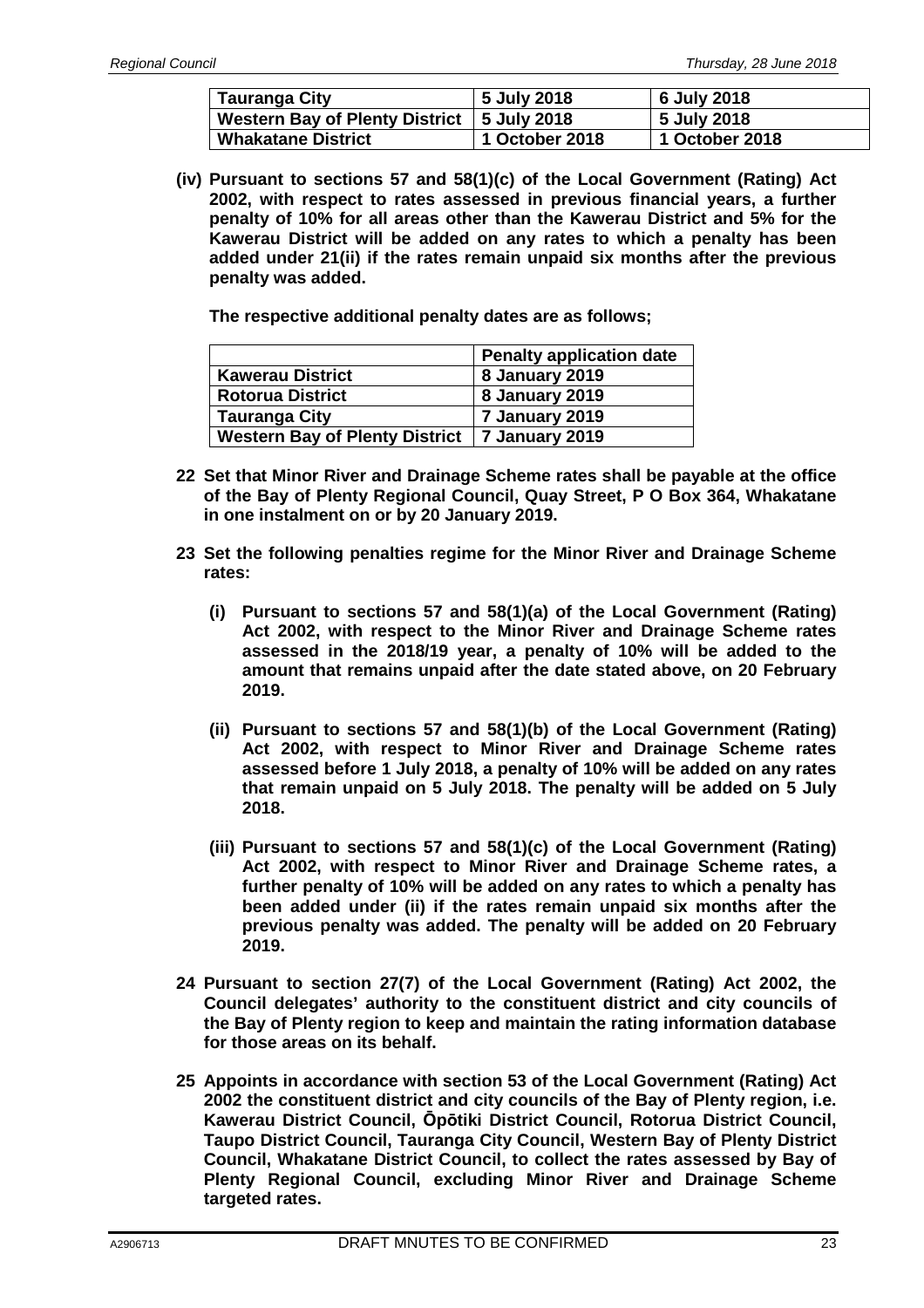| **Tauranga City** | **5 July 2018** | **6 July 2018** |
|---|---|---|
| **Western Bay of Plenty District** | **5 July 2018** | **5 July 2018** |
| **Whakatane District** | **1 October 2018** | **1 October 2018** |

**(iv) Pursuant to sections 57 and 58(1)(c) of the Local Government (Rating) Act 2002, with respect to rates assessed in previous financial years, a further penalty of 10% for all areas other than the Kawerau District and 5% for the Kawerau District will be added on any rates to which a penalty has been added under 21(ii) if the rates remain unpaid six months after the previous penalty was added.**

**The respective additional penalty dates are as follows;**

| | **Penalty application date** |
|---|---|
| **Kawerau District** | **8 January 2019** |
| **Rotorua District** | **8 January 2019** |
| **Tauranga City** | **7 January 2019** |
| **Western Bay of Plenty District** | **7 January 2019** |

**22 Set that Minor River and Drainage Scheme rates shall be payable at the office of the Bay of Plenty Regional Council, Quay Street, P O Box 364, Whakatane in one instalment on or by 20 January 2019.**

**23 Set the following penalties regime for the Minor River and Drainage Scheme rates:**

**(i) Pursuant to sections 57 and 58(1)(a) of the Local Government (Rating) Act 2002, with respect to the Minor River and Drainage Scheme rates assessed in the 2018/19 year, a penalty of 10% will be added to the amount that remains unpaid after the date stated above, on 20 February 2019.**

**(ii) Pursuant to sections 57 and 58(1)(b) of the Local Government (Rating) Act 2002, with respect to Minor River and Drainage Scheme rates assessed before 1 July 2018, a penalty of 10% will be added on any rates that remain unpaid on 5 July 2018. The penalty will be added on 5 July 2018.**

**(iii) Pursuant to sections 57 and 58(1)(c) of the Local Government (Rating) Act 2002, with respect to Minor River and Drainage Scheme rates, a further penalty of 10% will be added on any rates to which a penalty has been added under (ii) if the rates remain unpaid six months after the previous penalty was added. The penalty will be added on 20 February 2019.**

**24 Pursuant to section 27(7) of the Local Government (Rating) Act 2002, the Council delegates' authority to the constituent district and city councils of the Bay of Plenty region to keep and maintain the rating information database for those areas on its behalf.**

**25 Appoints in accordance with section 53 of the Local Government (Rating) Act 2002 the constituent district and city councils of the Bay of Plenty region, i.e. Kawerau District Council, Ōpōtiki District Council, Rotorua District Council, Taupo District Council, Tauranga City Council, Western Bay of Plenty District Council, Whakatane District Council, to collect the rates assessed by Bay of Plenty Regional Council, excluding Minor River and Drainage Scheme targeted rates.**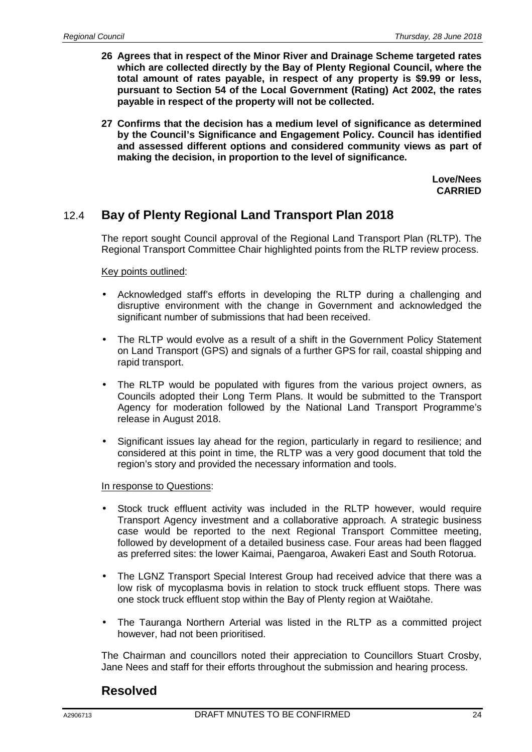**26 Agrees that in respect of the Minor River and Drainage Scheme targeted rates which are collected directly by the Bay of Plenty Regional Council, where the total amount of rates payable, in respect of any property is $9.99 or less, pursuant to Section 54 of the Local Government (Rating) Act 2002, the rates payable in respect of the property will not be collected.**

**27 Confirms that the decision has a medium level of significance as determined by the Council's Significance and Engagement Policy. Council has identified and assessed different options and considered community views as part of making the decision, in proportion to the level of significance.**

**Love/Nees**
**CARRIED**

## 12.4 Bay of Plenty Regional Land Transport Plan 2018

The report sought Council approval of the Regional Land Transport Plan (RLTP). The Regional Transport Committee Chair highlighted points from the RLTP review process.

Key points outlined:

- Acknowledged staff's efforts in developing the RLTP during a challenging and disruptive environment with the change in Government and acknowledged the significant number of submissions that had been received.
- The RLTP would evolve as a result of a shift in the Government Policy Statement on Land Transport (GPS) and signals of a further GPS for rail, coastal shipping and rapid transport.
- The RLTP would be populated with figures from the various project owners, as Councils adopted their Long Term Plans. It would be submitted to the Transport Agency for moderation followed by the National Land Transport Programme's release in August 2018.
- Significant issues lay ahead for the region, particularly in regard to resilience; and considered at this point in time, the RLTP was a very good document that told the region's story and provided the necessary information and tools.

In response to Questions:

- Stock truck effluent activity was included in the RLTP however, would require Transport Agency investment and a collaborative approach. A strategic business case would be reported to the next Regional Transport Committee meeting, followed by development of a detailed business case. Four areas had been flagged as preferred sites: the lower Kaimai, Paengaroa, Awakeri East and South Rotorua.
- The LGNZ Transport Special Interest Group had received advice that there was a low risk of mycoplasma bovis in relation to stock truck effluent stops. There was one stock truck effluent stop within the Bay of Plenty region at Waiōtahe.
- The Tauranga Northern Arterial was listed in the RLTP as a committed project however, had not been prioritised.

The Chairman and councillors noted their appreciation to Councillors Stuart Crosby, Jane Nees and staff for their efforts throughout the submission and hearing process.

## Resolved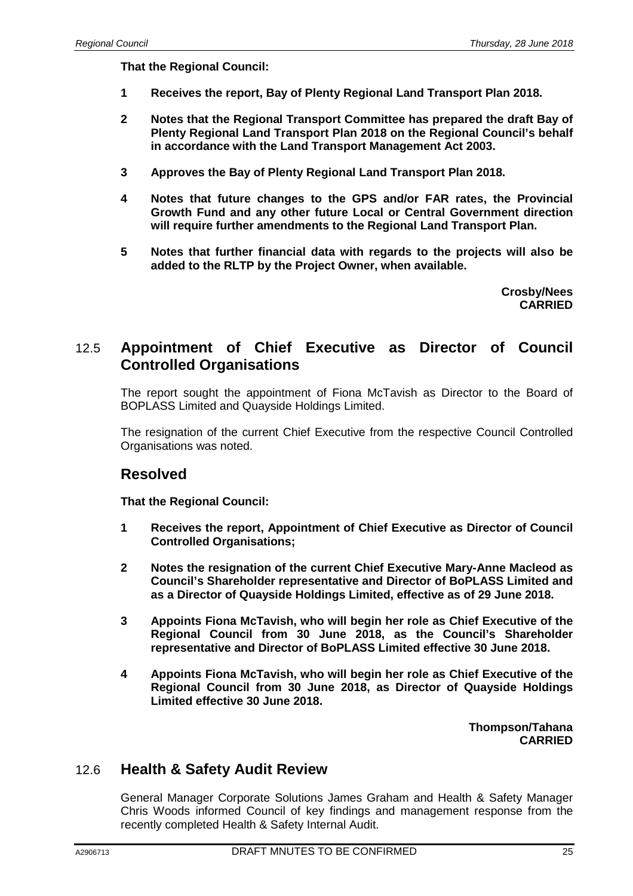**That the Regional Council:**

**1 Receives the report, Bay of Plenty Regional Land Transport Plan 2018.**

**2 Notes that the Regional Transport Committee has prepared the draft Bay of Plenty Regional Land Transport Plan 2018 on the Regional Council's behalf in accordance with the Land Transport Management Act 2003.**

**3 Approves the Bay of Plenty Regional Land Transport Plan 2018.**

**4 Notes that future changes to the GPS and/or FAR rates, the Provincial Growth Fund and any other future Local or Central Government direction will require further amendments to the Regional Land Transport Plan.**

**5 Notes that further financial data with regards to the projects will also be added to the RLTP by the Project Owner, when available.**

**Crosby/Nees**
**CARRIED**

## 12.5 Appointment of Chief Executive as Director of Council Controlled Organisations

The report sought the appointment of Fiona McTavish as Director to the Board of BOPLASS Limited and Quayside Holdings Limited.

The resignation of the current Chief Executive from the respective Council Controlled Organisations was noted.

## Resolved

**That the Regional Council:**

**1 Receives the report, Appointment of Chief Executive as Director of Council Controlled Organisations;**

**2 Notes the resignation of the current Chief Executive Mary-Anne Macleod as Council's Shareholder representative and Director of BoPLASS Limited and as a Director of Quayside Holdings Limited, effective as of 29 June 2018.**

**3 Appoints Fiona McTavish, who will begin her role as Chief Executive of the Regional Council from 30 June 2018, as the Council's Shareholder representative and Director of BoPLASS Limited effective 30 June 2018.**

**4 Appoints Fiona McTavish, who will begin her role as Chief Executive of the Regional Council from 30 June 2018, as Director of Quayside Holdings Limited effective 30 June 2018.**

**Thompson/Tahana**
**CARRIED**

## 12.6 Health & Safety Audit Review

General Manager Corporate Solutions James Graham and Health & Safety Manager Chris Woods informed Council of key findings and management response from the recently completed Health & Safety Internal Audit.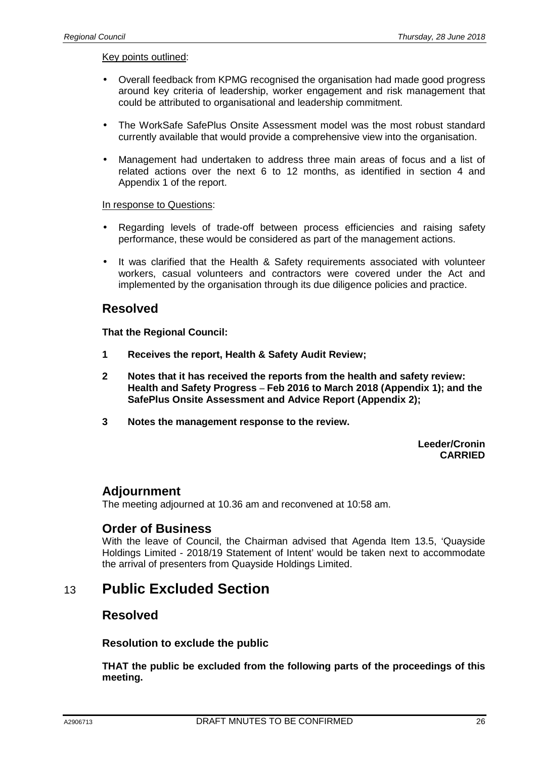Key points outlined:

- Overall feedback from KPMG recognised the organisation had made good progress around key criteria of leadership, worker engagement and risk management that could be attributed to organisational and leadership commitment.
- The WorkSafe SafePlus Onsite Assessment model was the most robust standard currently available that would provide a comprehensive view into the organisation.
- Management had undertaken to address three main areas of focus and a list of related actions over the next 6 to 12 months, as identified in section 4 and Appendix 1 of the report.

In response to Questions:

- Regarding levels of trade-off between process efficiencies and raising safety performance, these would be considered as part of the management actions.
- It was clarified that the Health & Safety requirements associated with volunteer workers, casual volunteers and contractors were covered under the Act and implemented by the organisation through its due diligence policies and practice.

## Resolved

**That the Regional Council:**

**1 Receives the report, Health & Safety Audit Review;**

**2 Notes that it has received the reports from the health and safety review: Health and Safety Progress – Feb 2016 to March 2018 (Appendix 1); and the SafePlus Onsite Assessment and Advice Report (Appendix 2);**

**3 Notes the management response to the review.**

**Leeder/Cronin**
**CARRIED**

## Adjournment

The meeting adjourned at 10.36 am and reconvened at 10:58 am.

## Order of Business

With the leave of Council, the Chairman advised that Agenda Item 13.5, 'Quayside Holdings Limited - 2018/19 Statement of Intent' would be taken next to accommodate the arrival of presenters from Quayside Holdings Limited.

# 13 Public Excluded Section

## Resolved

**Resolution to exclude the public**

**THAT the public be excluded from the following parts of the proceedings of this meeting.**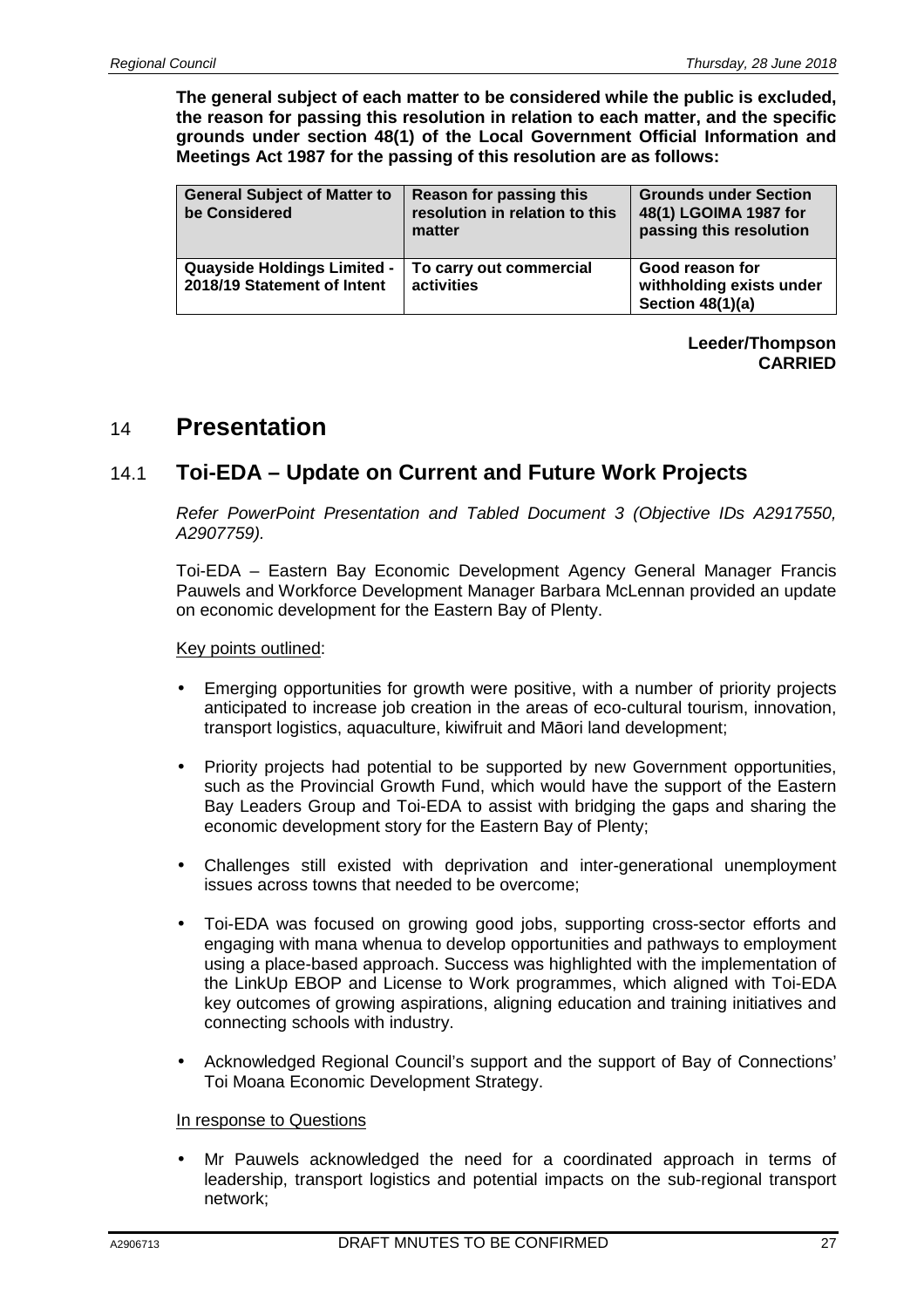**The general subject of each matter to be considered while the public is excluded, the reason for passing this resolution in relation to each matter, and the specific grounds under section 48(1) of the Local Government Official Information and Meetings Act 1987 for the passing of this resolution are as follows:**

| General Subject of Matter to be Considered | Reason for passing this resolution in relation to this matter | Grounds under Section 48(1) LGOIMA 1987 for passing this resolution |
|---|---|---|
| Quayside Holdings Limited - 2018/19 Statement of Intent | To carry out commercial activities | Good reason for withholding exists under Section 48(1)(a) |

**Leeder/Thompson**
**CARRIED**

# 14 Presentation

## 14.1 Toi-EDA – Update on Current and Future Work Projects

*Refer PowerPoint Presentation and Tabled Document 3 (Objective IDs A2917550, A2907759).*

Toi-EDA – Eastern Bay Economic Development Agency General Manager Francis Pauwels and Workforce Development Manager Barbara McLennan provided an update on economic development for the Eastern Bay of Plenty.

Key points outlined:

- Emerging opportunities for growth were positive, with a number of priority projects anticipated to increase job creation in the areas of eco-cultural tourism, innovation, transport logistics, aquaculture, kiwifruit and Māori land development;
- Priority projects had potential to be supported by new Government opportunities, such as the Provincial Growth Fund, which would have the support of the Eastern Bay Leaders Group and Toi-EDA to assist with bridging the gaps and sharing the economic development story for the Eastern Bay of Plenty;
- Challenges still existed with deprivation and inter-generational unemployment issues across towns that needed to be overcome;
- Toi-EDA was focused on growing good jobs, supporting cross-sector efforts and engaging with mana whenua to develop opportunities and pathways to employment using a place-based approach. Success was highlighted with the implementation of the LinkUp EBOP and License to Work programmes, which aligned with Toi-EDA key outcomes of growing aspirations, aligning education and training initiatives and connecting schools with industry.
- Acknowledged Regional Council's support and the support of Bay of Connections' Toi Moana Economic Development Strategy.

In response to Questions

- Mr Pauwels acknowledged the need for a coordinated approach in terms of leadership, transport logistics and potential impacts on the sub-regional transport network;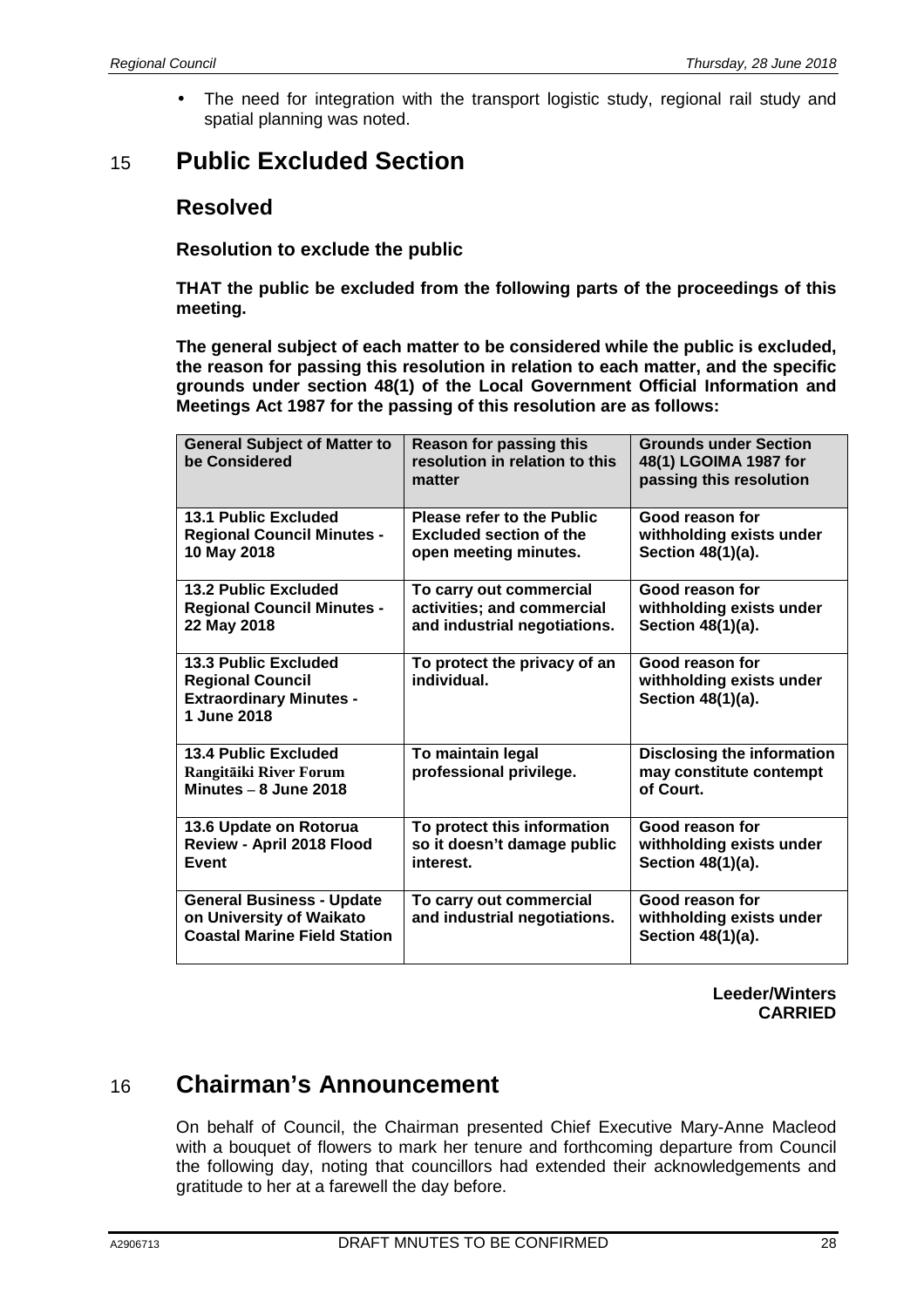- The need for integration with the transport logistic study, regional rail study and spatial planning was noted.

## 15 Public Excluded Section

### Resolved

**Resolution to exclude the public**

**THAT the public be excluded from the following parts of the proceedings of this meeting.**

**The general subject of each matter to be considered while the public is excluded, the reason for passing this resolution in relation to each matter, and the specific grounds under section 48(1) of the Local Government Official Information and Meetings Act 1987 for the passing of this resolution are as follows:**

| General Subject of Matter to be Considered | Reason for passing this resolution in relation to this matter | Grounds under Section 48(1) LGOIMA 1987 for passing this resolution |
|---|---|---|
| **13.1 Public Excluded Regional Council Minutes - 10 May 2018** | **Please refer to the Public Excluded section of the open meeting minutes.** | **Good reason for withholding exists under Section 48(1)(a).** |
| **13.2 Public Excluded Regional Council Minutes - 22 May 2018** | **To carry out commercial activities; and commercial and industrial negotiations.** | **Good reason for withholding exists under Section 48(1)(a).** |
| **13.3 Public Excluded Regional Council Extraordinary Minutes - 1 June 2018** | **To protect the privacy of an individual.** | **Good reason for withholding exists under Section 48(1)(a).** |
| **13.4 Public Excluded Rangitāiki River Forum Minutes – 8 June 2018** | **To maintain legal professional privilege.** | **Disclosing the information may constitute contempt of Court.** |
| **13.6 Update on Rotorua Review - April 2018 Flood Event** | **To protect this information so it doesn't damage public interest.** | **Good reason for withholding exists under Section 48(1)(a).** |
| **General Business - Update on University of Waikato Coastal Marine Field Station** | **To carry out commercial and industrial negotiations.** | **Good reason for withholding exists under Section 48(1)(a).** |

**Leeder/Winters**
**CARRIED**

## 16 Chairman's Announcement

On behalf of Council, the Chairman presented Chief Executive Mary-Anne Macleod with a bouquet of flowers to mark her tenure and forthcoming departure from Council the following day, noting that councillors had extended their acknowledgements and gratitude to her at a farewell the day before.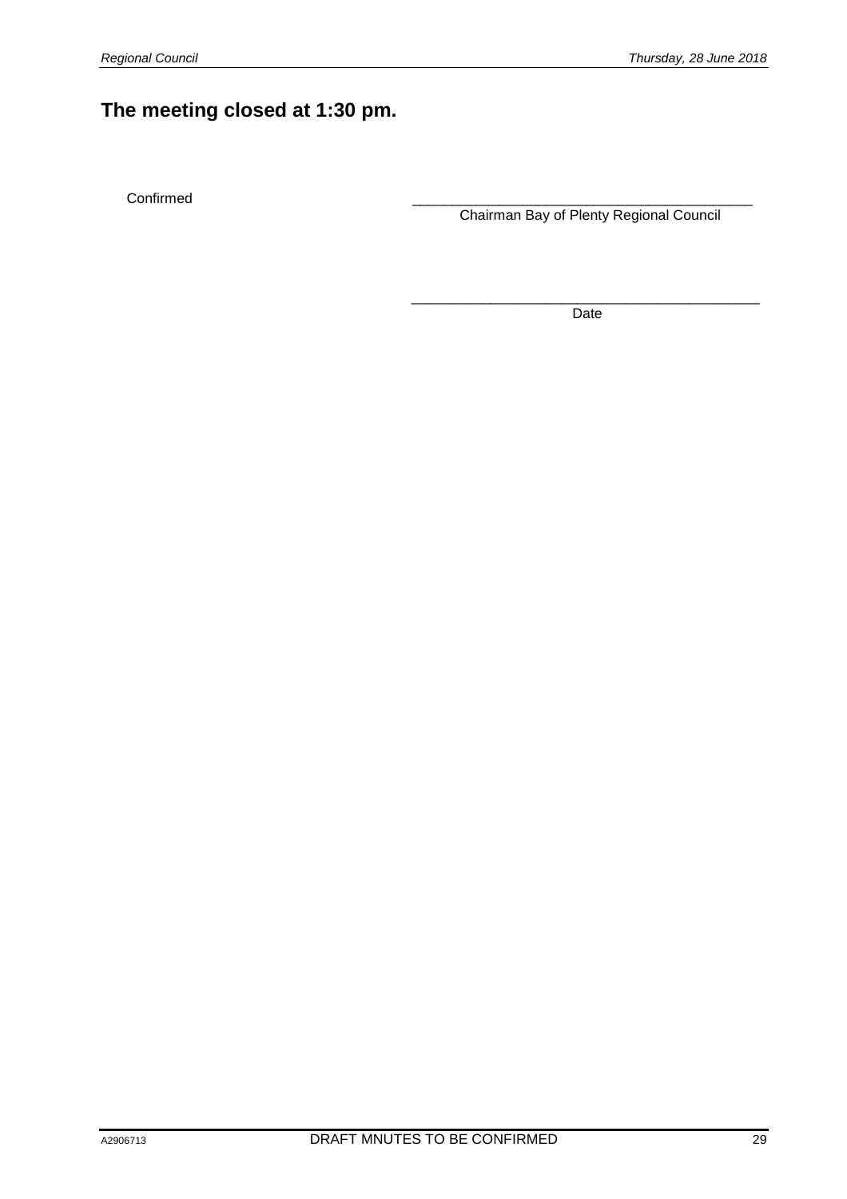**The meeting closed at 1:30 pm.**

Confirmed

_______________________________________
Chairman Bay of Plenty Regional Council

_______________________________________
Date